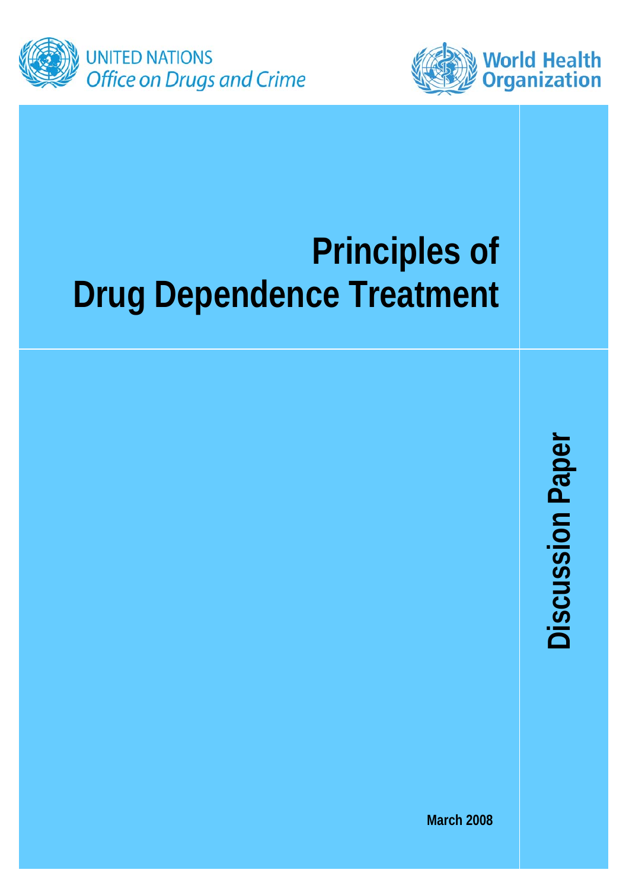UNITED NATIONS
*Office on Drugs and Crime*

World Health Organization

# Principles of Drug Dependence Treatment

**Discussion Paper**

**March 2008**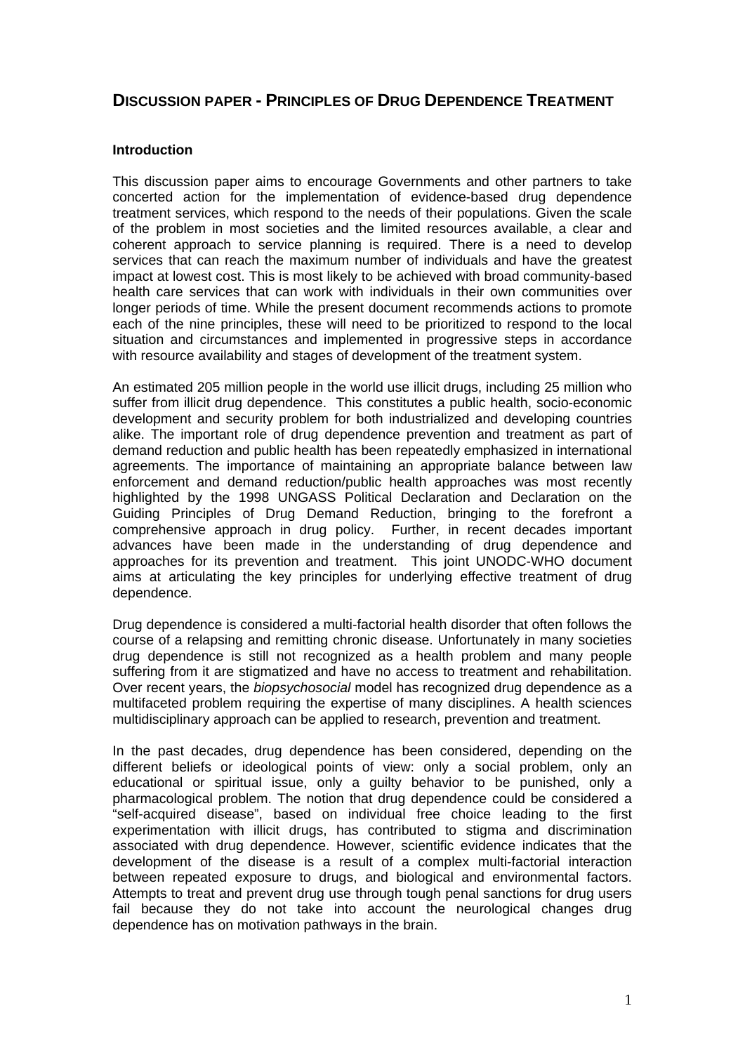## DISCUSSION PAPER - PRINCIPLES OF DRUG DEPENDENCE TREATMENT

**Introduction**

This discussion paper aims to encourage Governments and other partners to take concerted action for the implementation of evidence-based drug dependence treatment services, which respond to the needs of their populations. Given the scale of the problem in most societies and the limited resources available, a clear and coherent approach to service planning is required. There is a need to develop services that can reach the maximum number of individuals and have the greatest impact at lowest cost. This is most likely to be achieved with broad community-based health care services that can work with individuals in their own communities over longer periods of time. While the present document recommends actions to promote each of the nine principles, these will need to be prioritized to respond to the local situation and circumstances and implemented in progressive steps in accordance with resource availability and stages of development of the treatment system.

An estimated 205 million people in the world use illicit drugs, including 25 million who suffer from illicit drug dependence. This constitutes a public health, socio-economic development and security problem for both industrialized and developing countries alike. The important role of drug dependence prevention and treatment as part of demand reduction and public health has been repeatedly emphasized in international agreements. The importance of maintaining an appropriate balance between law enforcement and demand reduction/public health approaches was most recently highlighted by the 1998 UNGASS Political Declaration and Declaration on the Guiding Principles of Drug Demand Reduction, bringing to the forefront a comprehensive approach in drug policy. Further, in recent decades important advances have been made in the understanding of drug dependence and approaches for its prevention and treatment. This joint UNODC-WHO document aims at articulating the key principles for underlying effective treatment of drug dependence.

Drug dependence is considered a multi-factorial health disorder that often follows the course of a relapsing and remitting chronic disease. Unfortunately in many societies drug dependence is still not recognized as a health problem and many people suffering from it are stigmatized and have no access to treatment and rehabilitation. Over recent years, the *biopsychosocial* model has recognized drug dependence as a multifaceted problem requiring the expertise of many disciplines. A health sciences multidisciplinary approach can be applied to research, prevention and treatment.

In the past decades, drug dependence has been considered, depending on the different beliefs or ideological points of view: only a social problem, only an educational or spiritual issue, only a guilty behavior to be punished, only a pharmacological problem. The notion that drug dependence could be considered a "self-acquired disease", based on individual free choice leading to the first experimentation with illicit drugs, has contributed to stigma and discrimination associated with drug dependence. However, scientific evidence indicates that the development of the disease is a result of a complex multi-factorial interaction between repeated exposure to drugs, and biological and environmental factors. Attempts to treat and prevent drug use through tough penal sanctions for drug users fail because they do not take into account the neurological changes drug dependence has on motivation pathways in the brain.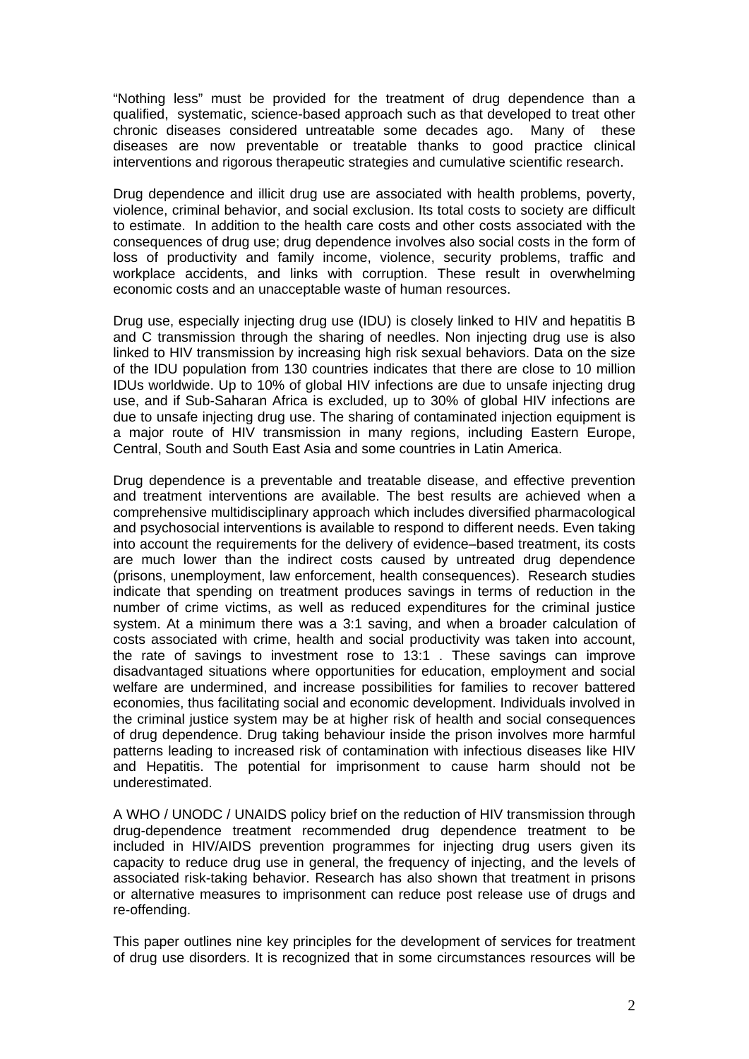"Nothing less" must be provided for the treatment of drug dependence than a qualified, systematic, science-based approach such as that developed to treat other chronic diseases considered untreatable some decades ago. Many of these diseases are now preventable or treatable thanks to good practice clinical interventions and rigorous therapeutic strategies and cumulative scientific research.

Drug dependence and illicit drug use are associated with health problems, poverty, violence, criminal behavior, and social exclusion. Its total costs to society are difficult to estimate. In addition to the health care costs and other costs associated with the consequences of drug use; drug dependence involves also social costs in the form of loss of productivity and family income, violence, security problems, traffic and workplace accidents, and links with corruption. These result in overwhelming economic costs and an unacceptable waste of human resources.

Drug use, especially injecting drug use (IDU) is closely linked to HIV and hepatitis B and C transmission through the sharing of needles. Non injecting drug use is also linked to HIV transmission by increasing high risk sexual behaviors. Data on the size of the IDU population from 130 countries indicates that there are close to 10 million IDUs worldwide. Up to 10% of global HIV infections are due to unsafe injecting drug use, and if Sub-Saharan Africa is excluded, up to 30% of global HIV infections are due to unsafe injecting drug use. The sharing of contaminated injection equipment is a major route of HIV transmission in many regions, including Eastern Europe, Central, South and South East Asia and some countries in Latin America.

Drug dependence is a preventable and treatable disease, and effective prevention and treatment interventions are available. The best results are achieved when a comprehensive multidisciplinary approach which includes diversified pharmacological and psychosocial interventions is available to respond to different needs. Even taking into account the requirements for the delivery of evidence–based treatment, its costs are much lower than the indirect costs caused by untreated drug dependence (prisons, unemployment, law enforcement, health consequences). Research studies indicate that spending on treatment produces savings in terms of reduction in the number of crime victims, as well as reduced expenditures for the criminal justice system. At a minimum there was a 3:1 saving, and when a broader calculation of costs associated with crime, health and social productivity was taken into account, the rate of savings to investment rose to 13:1 . These savings can improve disadvantaged situations where opportunities for education, employment and social welfare are undermined, and increase possibilities for families to recover battered economies, thus facilitating social and economic development. Individuals involved in the criminal justice system may be at higher risk of health and social consequences of drug dependence. Drug taking behaviour inside the prison involves more harmful patterns leading to increased risk of contamination with infectious diseases like HIV and Hepatitis. The potential for imprisonment to cause harm should not be underestimated.

A WHO / UNODC / UNAIDS policy brief on the reduction of HIV transmission through drug-dependence treatment recommended drug dependence treatment to be included in HIV/AIDS prevention programmes for injecting drug users given its capacity to reduce drug use in general, the frequency of injecting, and the levels of associated risk-taking behavior. Research has also shown that treatment in prisons or alternative measures to imprisonment can reduce post release use of drugs and re-offending.

This paper outlines nine key principles for the development of services for treatment of drug use disorders. It is recognized that in some circumstances resources will be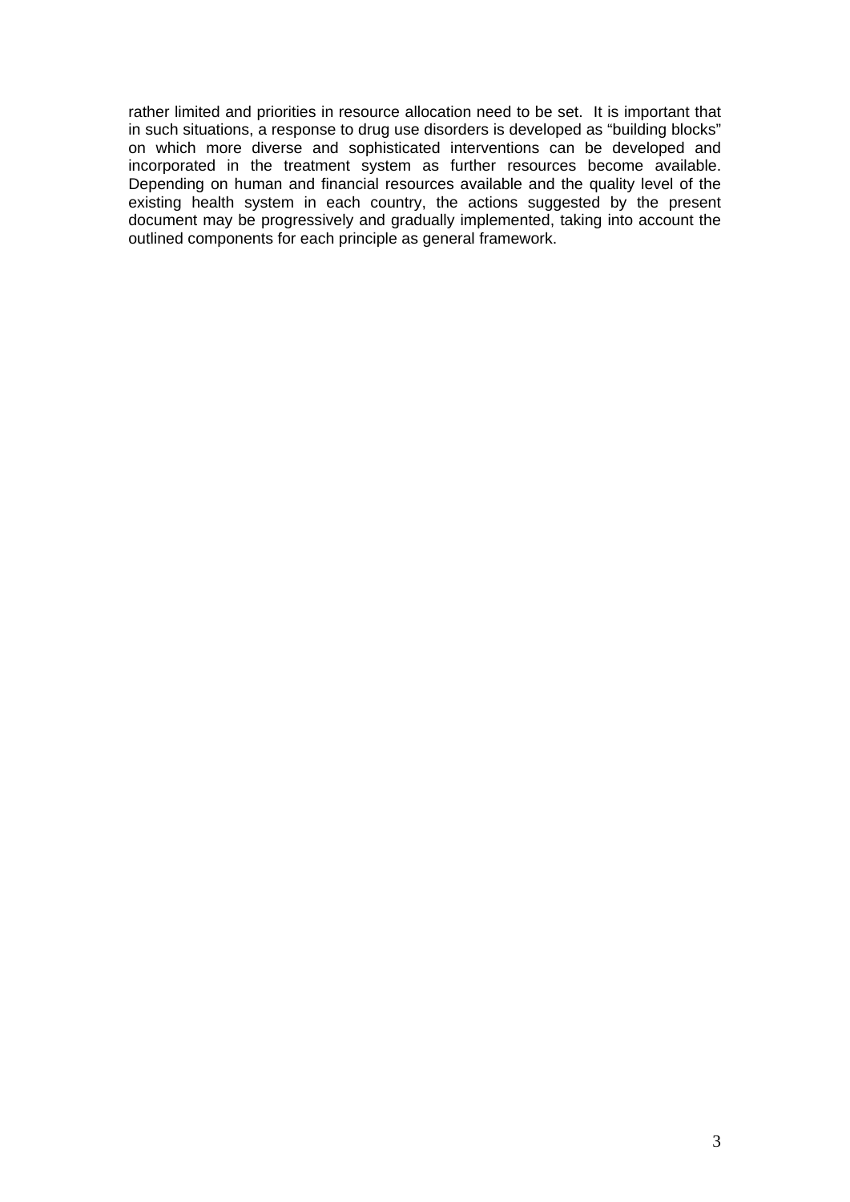rather limited and priorities in resource allocation need to be set. It is important that in such situations, a response to drug use disorders is developed as "building blocks" on which more diverse and sophisticated interventions can be developed and incorporated in the treatment system as further resources become available. Depending on human and financial resources available and the quality level of the existing health system in each country, the actions suggested by the present document may be progressively and gradually implemented, taking into account the outlined components for each principle as general framework.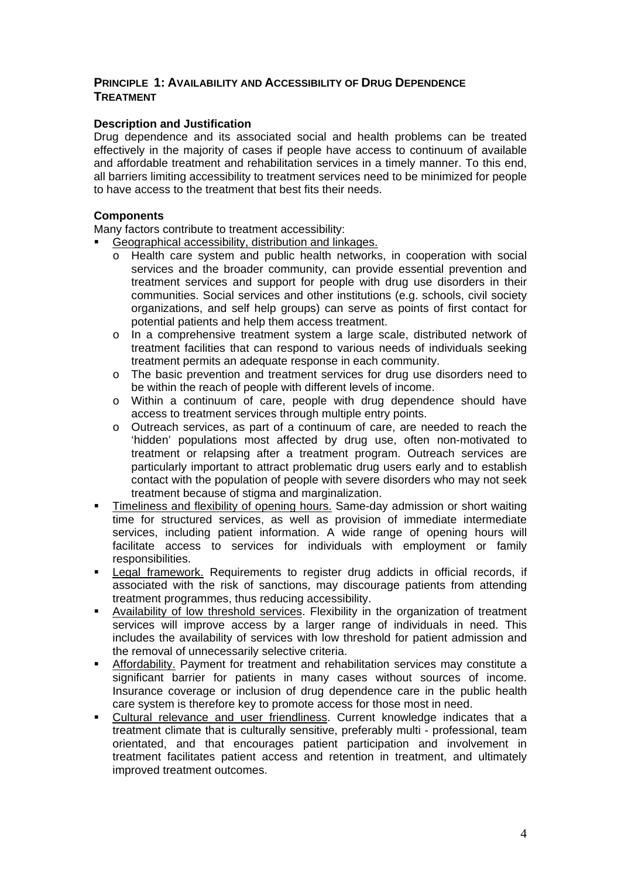## PRINCIPLE 1: AVAILABILITY AND ACCESSIBILITY OF DRUG DEPENDENCE TREATMENT

**Description and Justification**

Drug dependence and its associated social and health problems can be treated effectively in the majority of cases if people have access to continuum of available and affordable treatment and rehabilitation services in a timely manner. To this end, all barriers limiting accessibility to treatment services need to be minimized for people to have access to the treatment that best fits their needs.

**Components**

Many factors contribute to treatment accessibility:

- Geographical accessibility, distribution and linkages.
  - Health care system and public health networks, in cooperation with social services and the broader community, can provide essential prevention and treatment services and support for people with drug use disorders in their communities. Social services and other institutions (e.g. schools, civil society organizations, and self help groups) can serve as points of first contact for potential patients and help them access treatment.
  - In a comprehensive treatment system a large scale, distributed network of treatment facilities that can respond to various needs of individuals seeking treatment permits an adequate response in each community.
  - The basic prevention and treatment services for drug use disorders need to be within the reach of people with different levels of income.
  - Within a continuum of care, people with drug dependence should have access to treatment services through multiple entry points.
  - Outreach services, as part of a continuum of care, are needed to reach the 'hidden' populations most affected by drug use, often non-motivated to treatment or relapsing after a treatment program. Outreach services are particularly important to attract problematic drug users early and to establish contact with the population of people with severe disorders who may not seek treatment because of stigma and marginalization.
- Timeliness and flexibility of opening hours. Same-day admission or short waiting time for structured services, as well as provision of immediate intermediate services, including patient information. A wide range of opening hours will facilitate access to services for individuals with employment or family responsibilities.
- Legal framework. Requirements to register drug addicts in official records, if associated with the risk of sanctions, may discourage patients from attending treatment programmes, thus reducing accessibility.
- Availability of low threshold services. Flexibility in the organization of treatment services will improve access by a larger range of individuals in need. This includes the availability of services with low threshold for patient admission and the removal of unnecessarily selective criteria.
- Affordability. Payment for treatment and rehabilitation services may constitute a significant barrier for patients in many cases without sources of income. Insurance coverage or inclusion of drug dependence care in the public health care system is therefore key to promote access for those most in need.
- Cultural relevance and user friendliness. Current knowledge indicates that a treatment climate that is culturally sensitive, preferably multi - professional, team orientated, and that encourages patient participation and involvement in treatment facilitates patient access and retention in treatment, and ultimately improved treatment outcomes.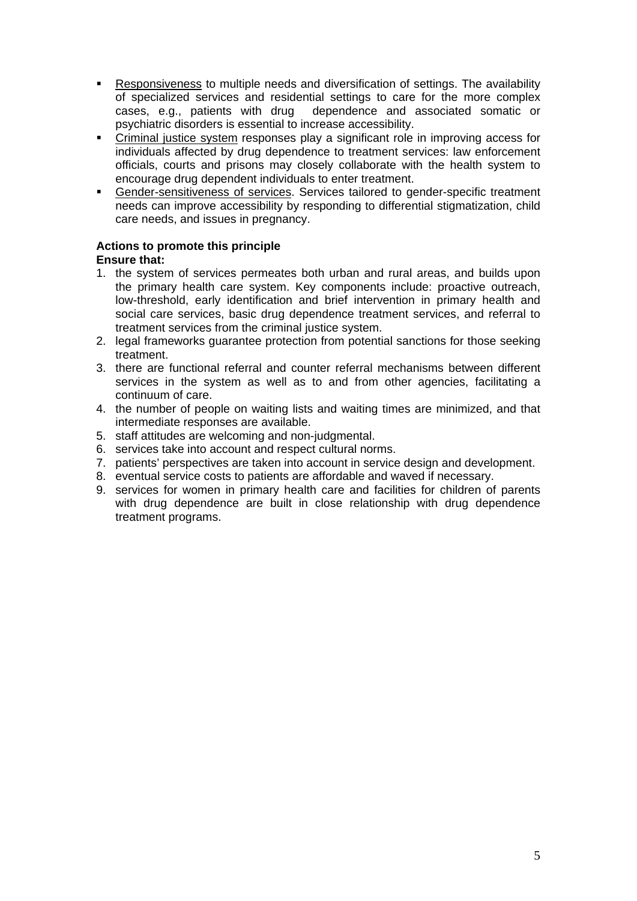- Responsiveness to multiple needs and diversification of settings. The availability of specialized services and residential settings to care for the more complex cases, e.g., patients with drug dependence and associated somatic or psychiatric disorders is essential to increase accessibility.
- Criminal justice system responses play a significant role in improving access for individuals affected by drug dependence to treatment services: law enforcement officials, courts and prisons may closely collaborate with the health system to encourage drug dependent individuals to enter treatment.
- Gender-sensitiveness of services. Services tailored to gender-specific treatment needs can improve accessibility by responding to differential stigmatization, child care needs, and issues in pregnancy.

**Actions to promote this principle**
**Ensure that:**

1. the system of services permeates both urban and rural areas, and builds upon the primary health care system. Key components include: proactive outreach, low-threshold, early identification and brief intervention in primary health and social care services, basic drug dependence treatment services, and referral to treatment services from the criminal justice system.
2. legal frameworks guarantee protection from potential sanctions for those seeking treatment.
3. there are functional referral and counter referral mechanisms between different services in the system as well as to and from other agencies, facilitating a continuum of care.
4. the number of people on waiting lists and waiting times are minimized, and that intermediate responses are available.
5. staff attitudes are welcoming and non-judgmental.
6. services take into account and respect cultural norms.
7. patients' perspectives are taken into account in service design and development.
8. eventual service costs to patients are affordable and waved if necessary.
9. services for women in primary health care and facilities for children of parents with drug dependence are built in close relationship with drug dependence treatment programs.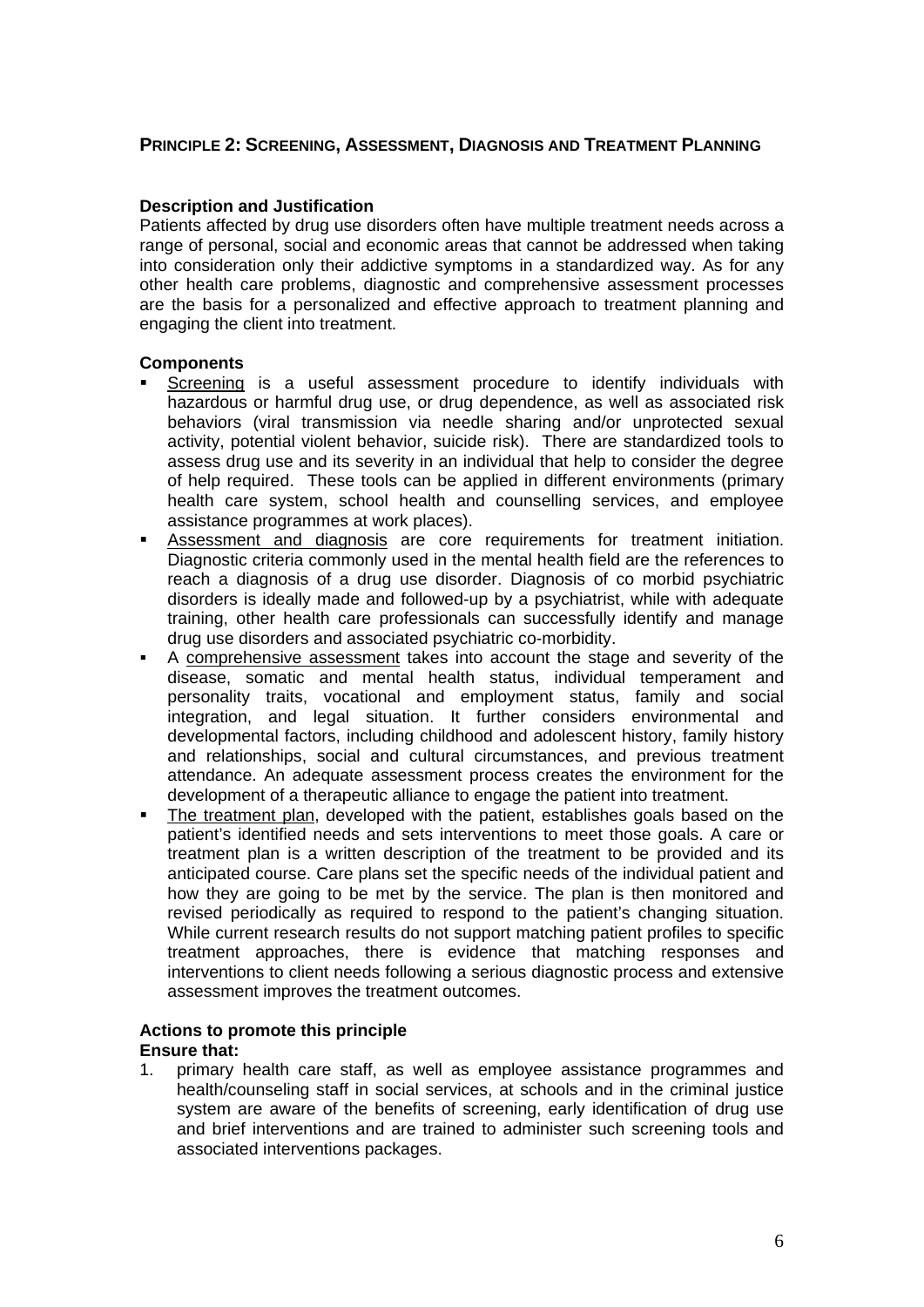## PRINCIPLE 2: SCREENING, ASSESSMENT, DIAGNOSIS AND TREATMENT PLANNING

**Description and Justification**

Patients affected by drug use disorders often have multiple treatment needs across a range of personal, social and economic areas that cannot be addressed when taking into consideration only their addictive symptoms in a standardized way. As for any other health care problems, diagnostic and comprehensive assessment processes are the basis for a personalized and effective approach to treatment planning and engaging the client into treatment.

**Components**

- <u>Screening</u> is a useful assessment procedure to identify individuals with hazardous or harmful drug use, or drug dependence, as well as associated risk behaviors (viral transmission via needle sharing and/or unprotected sexual activity, potential violent behavior, suicide risk). There are standardized tools to assess drug use and its severity in an individual that help to consider the degree of help required. These tools can be applied in different environments (primary health care system, school health and counselling services, and employee assistance programmes at work places).
- <u>Assessment and diagnosis</u> are core requirements for treatment initiation. Diagnostic criteria commonly used in the mental health field are the references to reach a diagnosis of a drug use disorder. Diagnosis of co morbid psychiatric disorders is ideally made and followed-up by a psychiatrist, while with adequate training, other health care professionals can successfully identify and manage drug use disorders and associated psychiatric co-morbidity.
- A <u>comprehensive assessment</u> takes into account the stage and severity of the disease, somatic and mental health status, individual temperament and personality traits, vocational and employment status, family and social integration, and legal situation. It further considers environmental and developmental factors, including childhood and adolescent history, family history and relationships, social and cultural circumstances, and previous treatment attendance. An adequate assessment process creates the environment for the development of a therapeutic alliance to engage the patient into treatment.
- <u>The treatment plan</u>, developed with the patient, establishes goals based on the patient's identified needs and sets interventions to meet those goals. A care or treatment plan is a written description of the treatment to be provided and its anticipated course. Care plans set the specific needs of the individual patient and how they are going to be met by the service. The plan is then monitored and revised periodically as required to respond to the patient's changing situation. While current research results do not support matching patient profiles to specific treatment approaches, there is evidence that matching responses and interventions to client needs following a serious diagnostic process and extensive assessment improves the treatment outcomes.

**Actions to promote this principle**

**Ensure that:**

1. primary health care staff, as well as employee assistance programmes and health/counseling staff in social services, at schools and in the criminal justice system are aware of the benefits of screening, early identification of drug use and brief interventions and are trained to administer such screening tools and associated interventions packages.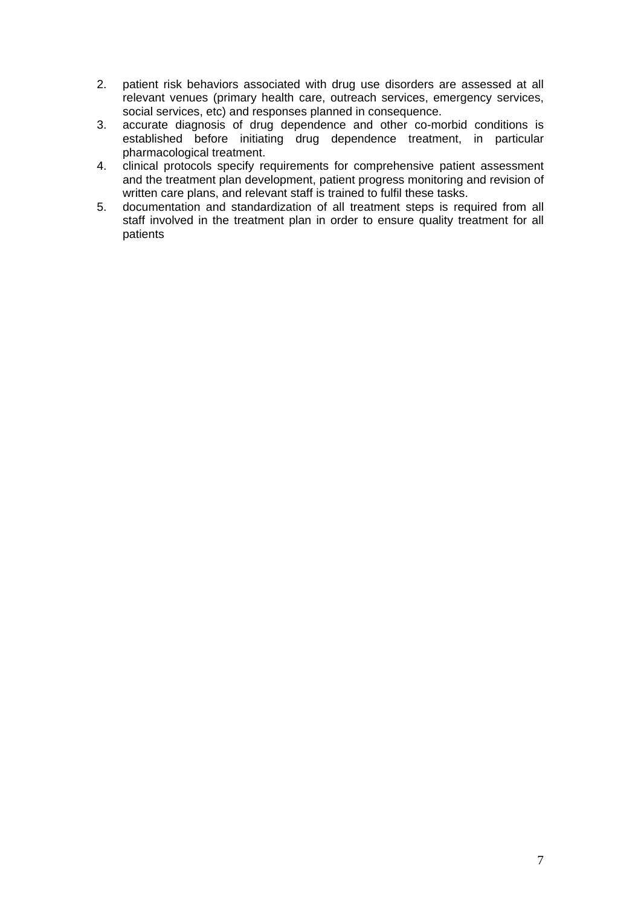2. patient risk behaviors associated with drug use disorders are assessed at all relevant venues (primary health care, outreach services, emergency services, social services, etc) and responses planned in consequence.
3. accurate diagnosis of drug dependence and other co-morbid conditions is established before initiating drug dependence treatment, in particular pharmacological treatment.
4. clinical protocols specify requirements for comprehensive patient assessment and the treatment plan development, patient progress monitoring and revision of written care plans, and relevant staff is trained to fulfil these tasks.
5. documentation and standardization of all treatment steps is required from all staff involved in the treatment plan in order to ensure quality treatment for all patients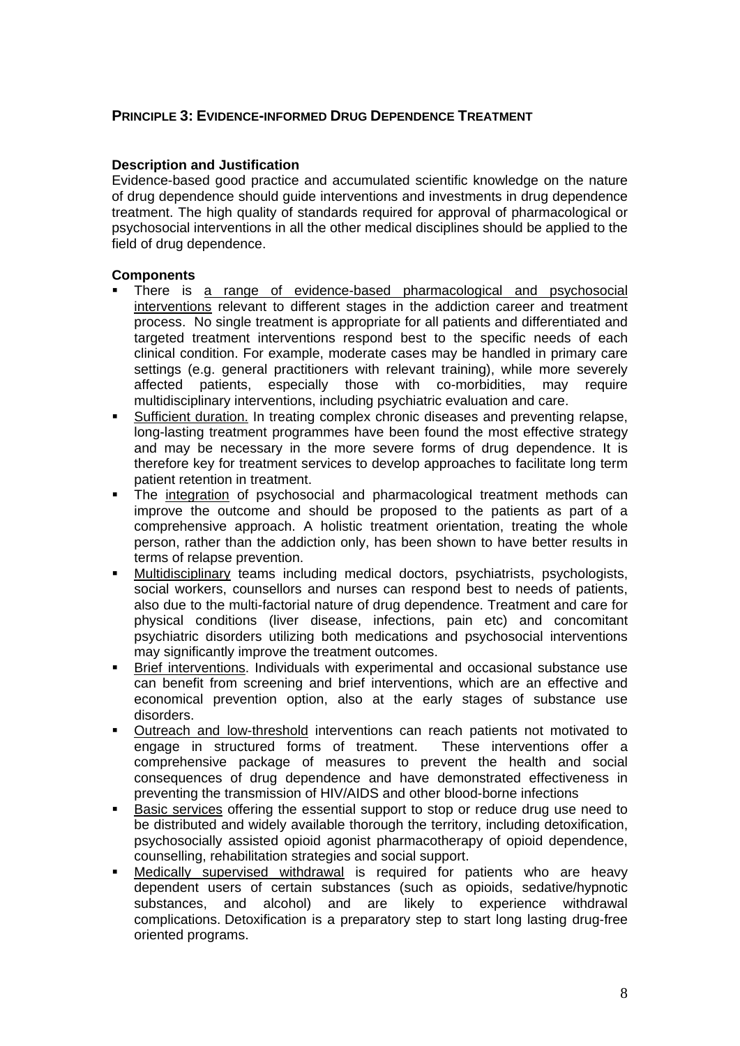## PRINCIPLE 3: EVIDENCE-INFORMED DRUG DEPENDENCE TREATMENT

**Description and Justification**

Evidence-based good practice and accumulated scientific knowledge on the nature of drug dependence should guide interventions and investments in drug dependence treatment. The high quality of standards required for approval of pharmacological or psychosocial interventions in all the other medical disciplines should be applied to the field of drug dependence.

**Components**

- There is <u>a range of evidence-based pharmacological and psychosocial interventions</u> relevant to different stages in the addiction career and treatment process. No single treatment is appropriate for all patients and differentiated and targeted treatment interventions respond best to the specific needs of each clinical condition. For example, moderate cases may be handled in primary care settings (e.g. general practitioners with relevant training), while more severely affected patients, especially those with co-morbidities, may require multidisciplinary interventions, including psychiatric evaluation and care.
- <u>Sufficient duration.</u> In treating complex chronic diseases and preventing relapse, long-lasting treatment programmes have been found the most effective strategy and may be necessary in the more severe forms of drug dependence. It is therefore key for treatment services to develop approaches to facilitate long term patient retention in treatment.
- The <u>integration</u> of psychosocial and pharmacological treatment methods can improve the outcome and should be proposed to the patients as part of a comprehensive approach. A holistic treatment orientation, treating the whole person, rather than the addiction only, has been shown to have better results in terms of relapse prevention.
- <u>Multidisciplinary</u> teams including medical doctors, psychiatrists, psychologists, social workers, counsellors and nurses can respond best to needs of patients, also due to the multi-factorial nature of drug dependence. Treatment and care for physical conditions (liver disease, infections, pain etc) and concomitant psychiatric disorders utilizing both medications and psychosocial interventions may significantly improve the treatment outcomes.
- <u>Brief interventions</u>. Individuals with experimental and occasional substance use can benefit from screening and brief interventions, which are an effective and economical prevention option, also at the early stages of substance use disorders.
- <u>Outreach and low-threshold</u> interventions can reach patients not motivated to engage in structured forms of treatment. These interventions offer a comprehensive package of measures to prevent the health and social consequences of drug dependence and have demonstrated effectiveness in preventing the transmission of HIV/AIDS and other blood-borne infections
- <u>Basic services</u> offering the essential support to stop or reduce drug use need to be distributed and widely available thorough the territory, including detoxification, psychosocially assisted opioid agonist pharmacotherapy of opioid dependence, counselling, rehabilitation strategies and social support.
- <u>Medically supervised withdrawal</u> is required for patients who are heavy dependent users of certain substances (such as opioids, sedative/hypnotic substances, and alcohol) and are likely to experience withdrawal complications. Detoxification is a preparatory step to start long lasting drug-free oriented programs.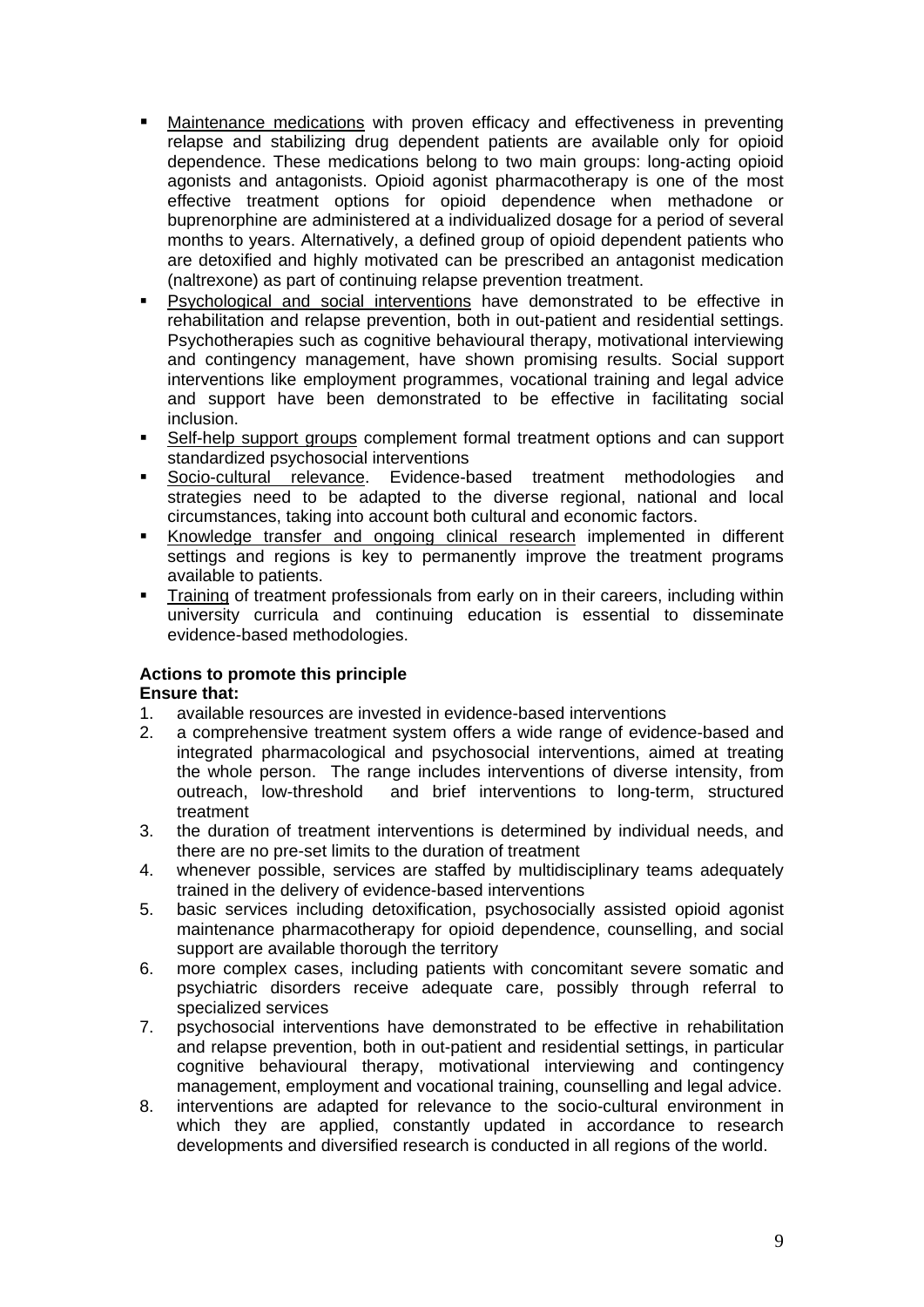- Maintenance medications with proven efficacy and effectiveness in preventing relapse and stabilizing drug dependent patients are available only for opioid dependence. These medications belong to two main groups: long-acting opioid agonists and antagonists. Opioid agonist pharmacotherapy is one of the most effective treatment options for opioid dependence when methadone or buprenorphine are administered at a individualized dosage for a period of several months to years. Alternatively, a defined group of opioid dependent patients who are detoxified and highly motivated can be prescribed an antagonist medication (naltrexone) as part of continuing relapse prevention treatment.
- Psychological and social interventions have demonstrated to be effective in rehabilitation and relapse prevention, both in out-patient and residential settings. Psychotherapies such as cognitive behavioural therapy, motivational interviewing and contingency management, have shown promising results. Social support interventions like employment programmes, vocational training and legal advice and support have been demonstrated to be effective in facilitating social inclusion.
- Self-help support groups complement formal treatment options and can support standardized psychosocial interventions
- Socio-cultural relevance. Evidence-based treatment methodologies and strategies need to be adapted to the diverse regional, national and local circumstances, taking into account both cultural and economic factors.
- Knowledge transfer and ongoing clinical research implemented in different settings and regions is key to permanently improve the treatment programs available to patients.
- Training of treatment professionals from early on in their careers, including within university curricula and continuing education is essential to disseminate evidence-based methodologies.

**Actions to promote this principle**
**Ensure that:**

1. available resources are invested in evidence-based interventions
2. a comprehensive treatment system offers a wide range of evidence-based and integrated pharmacological and psychosocial interventions, aimed at treating the whole person. The range includes interventions of diverse intensity, from outreach, low-threshold and brief interventions to long-term, structured treatment
3. the duration of treatment interventions is determined by individual needs, and there are no pre-set limits to the duration of treatment
4. whenever possible, services are staffed by multidisciplinary teams adequately trained in the delivery of evidence-based interventions
5. basic services including detoxification, psychosocially assisted opioid agonist maintenance pharmacotherapy for opioid dependence, counselling, and social support are available thorough the territory
6. more complex cases, including patients with concomitant severe somatic and psychiatric disorders receive adequate care, possibly through referral to specialized services
7. psychosocial interventions have demonstrated to be effective in rehabilitation and relapse prevention, both in out-patient and residential settings, in particular cognitive behavioural therapy, motivational interviewing and contingency management, employment and vocational training, counselling and legal advice.
8. interventions are adapted for relevance to the socio-cultural environment in which they are applied, constantly updated in accordance to research developments and diversified research is conducted in all regions of the world.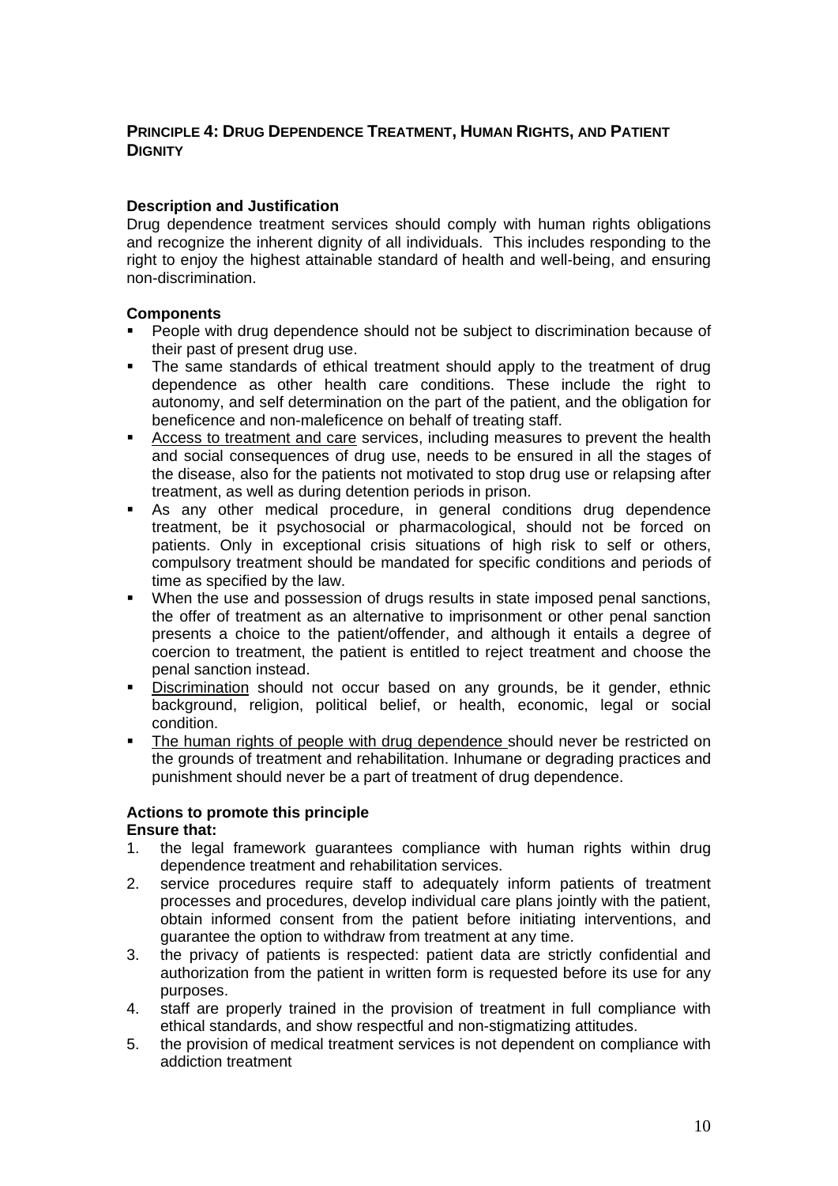## PRINCIPLE 4: DRUG DEPENDENCE TREATMENT, HUMAN RIGHTS, AND PATIENT DIGNITY

**Description and Justification**

Drug dependence treatment services should comply with human rights obligations and recognize the inherent dignity of all individuals. This includes responding to the right to enjoy the highest attainable standard of health and well-being, and ensuring non-discrimination.

**Components**

- People with drug dependence should not be subject to discrimination because of their past of present drug use.
- The same standards of ethical treatment should apply to the treatment of drug dependence as other health care conditions. These include the right to autonomy, and self determination on the part of the patient, and the obligation for beneficence and non-maleficence on behalf of treating staff.
- <u>Access to treatment and care</u> services, including measures to prevent the health and social consequences of drug use, needs to be ensured in all the stages of the disease, also for the patients not motivated to stop drug use or relapsing after treatment, as well as during detention periods in prison.
- As any other medical procedure, in general conditions drug dependence treatment, be it psychosocial or pharmacological, should not be forced on patients. Only in exceptional crisis situations of high risk to self or others, compulsory treatment should be mandated for specific conditions and periods of time as specified by the law.
- When the use and possession of drugs results in state imposed penal sanctions, the offer of treatment as an alternative to imprisonment or other penal sanction presents a choice to the patient/offender, and although it entails a degree of coercion to treatment, the patient is entitled to reject treatment and choose the penal sanction instead.
- <u>Discrimination</u> should not occur based on any grounds, be it gender, ethnic background, religion, political belief, or health, economic, legal or social condition.
- <u>The human rights of people with drug dependence</u> should never be restricted on the grounds of treatment and rehabilitation. Inhumane or degrading practices and punishment should never be a part of treatment of drug dependence.

**Actions to promote this principle**

**Ensure that:**

1. the legal framework guarantees compliance with human rights within drug dependence treatment and rehabilitation services.
2. service procedures require staff to adequately inform patients of treatment processes and procedures, develop individual care plans jointly with the patient, obtain informed consent from the patient before initiating interventions, and guarantee the option to withdraw from treatment at any time.
3. the privacy of patients is respected: patient data are strictly confidential and authorization from the patient in written form is requested before its use for any purposes.
4. staff are properly trained in the provision of treatment in full compliance with ethical standards, and show respectful and non-stigmatizing attitudes.
5. the provision of medical treatment services is not dependent on compliance with addiction treatment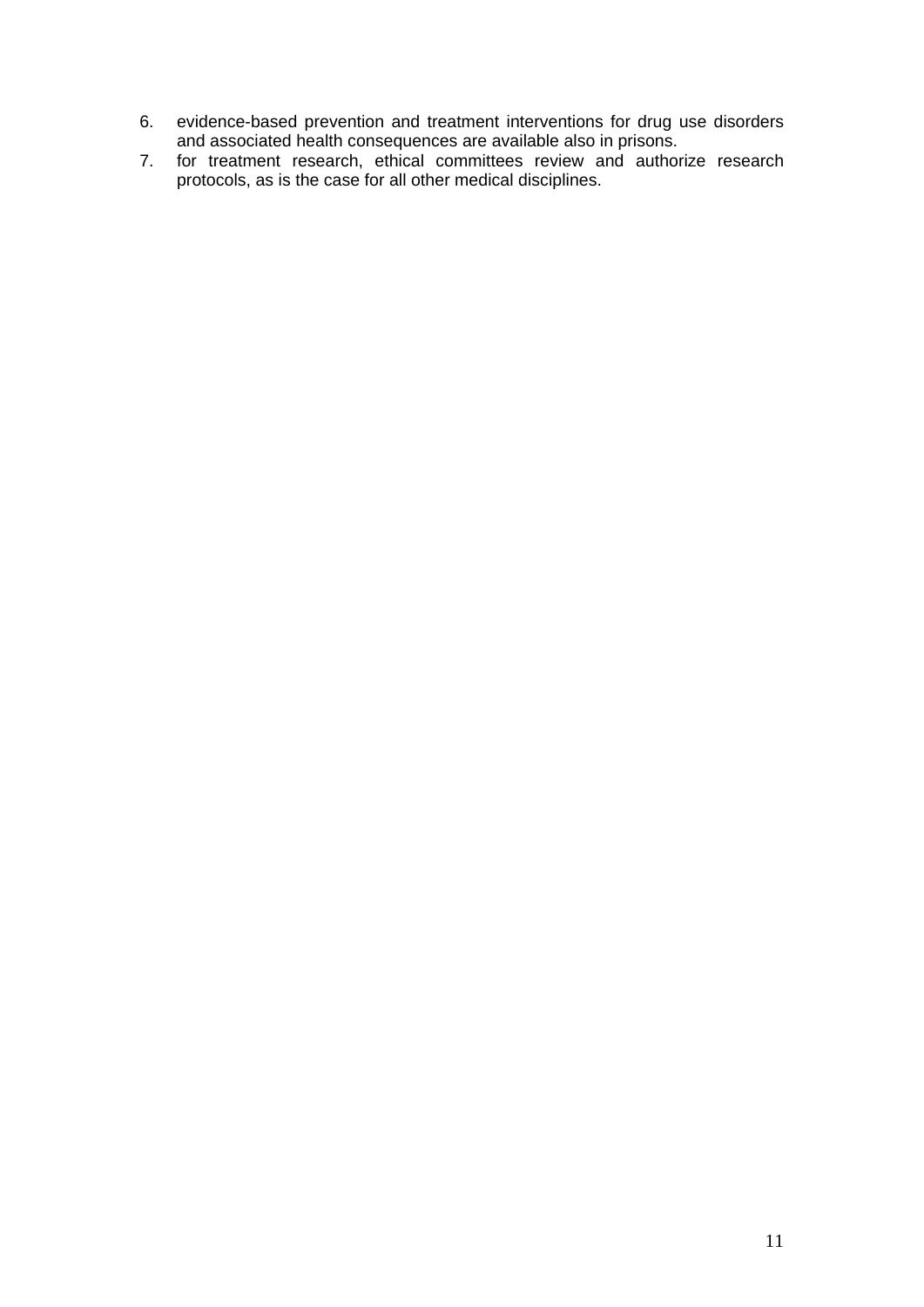6. evidence-based prevention and treatment interventions for drug use disorders and associated health consequences are available also in prisons.
7. for treatment research, ethical committees review and authorize research protocols, as is the case for all other medical disciplines.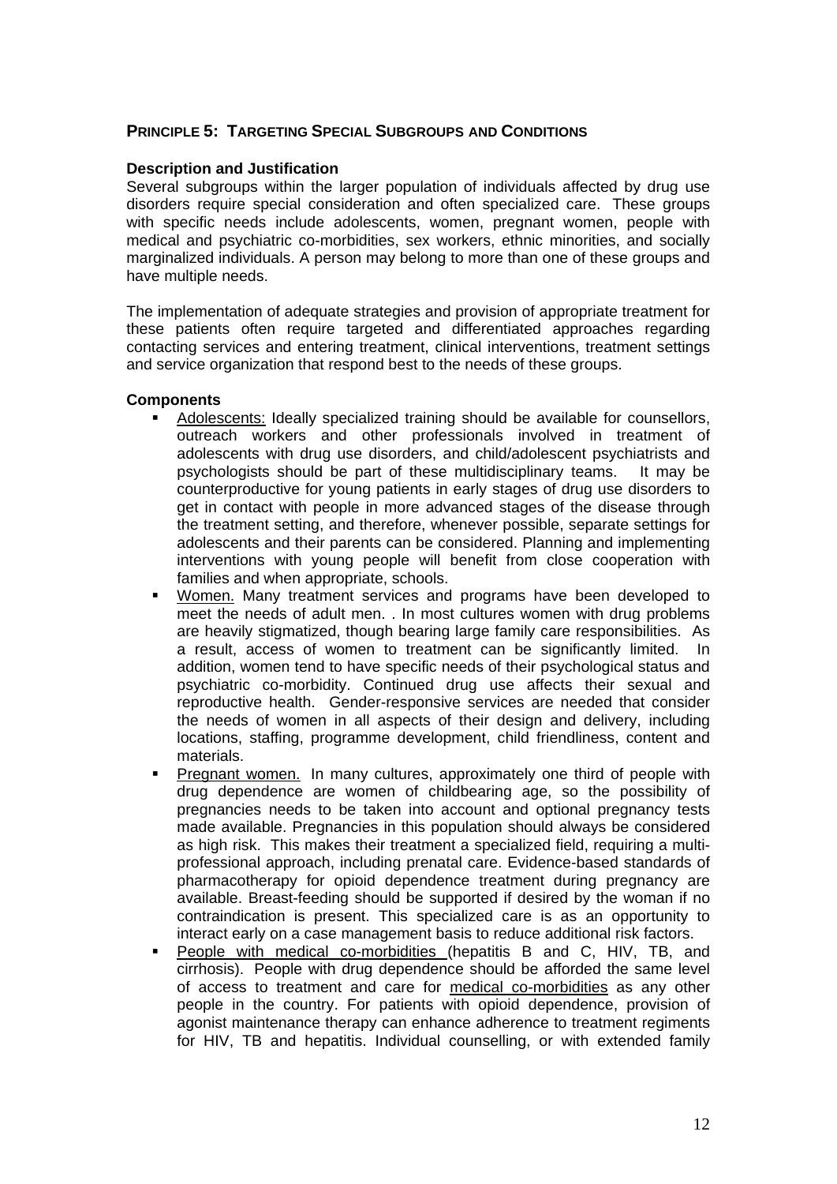## PRINCIPLE 5: TARGETING SPECIAL SUBGROUPS AND CONDITIONS

**Description and Justification**

Several subgroups within the larger population of individuals affected by drug use disorders require special consideration and often specialized care. These groups with specific needs include adolescents, women, pregnant women, people with medical and psychiatric co-morbidities, sex workers, ethnic minorities, and socially marginalized individuals. A person may belong to more than one of these groups and have multiple needs.

The implementation of adequate strategies and provision of appropriate treatment for these patients often require targeted and differentiated approaches regarding contacting services and entering treatment, clinical interventions, treatment settings and service organization that respond best to the needs of these groups.

**Components**

- Adolescents: Ideally specialized training should be available for counsellors, outreach workers and other professionals involved in treatment of adolescents with drug use disorders, and child/adolescent psychiatrists and psychologists should be part of these multidisciplinary teams. It may be counterproductive for young patients in early stages of drug use disorders to get in contact with people in more advanced stages of the disease through the treatment setting, and therefore, whenever possible, separate settings for adolescents and their parents can be considered. Planning and implementing interventions with young people will benefit from close cooperation with families and when appropriate, schools.
- Women. Many treatment services and programs have been developed to meet the needs of adult men. . In most cultures women with drug problems are heavily stigmatized, though bearing large family care responsibilities. As a result, access of women to treatment can be significantly limited. In addition, women tend to have specific needs of their psychological status and psychiatric co-morbidity. Continued drug use affects their sexual and reproductive health. Gender-responsive services are needed that consider the needs of women in all aspects of their design and delivery, including locations, staffing, programme development, child friendliness, content and materials.
- Pregnant women. In many cultures, approximately one third of people with drug dependence are women of childbearing age, so the possibility of pregnancies needs to be taken into account and optional pregnancy tests made available. Pregnancies in this population should always be considered as high risk. This makes their treatment a specialized field, requiring a multi-professional approach, including prenatal care. Evidence-based standards of pharmacotherapy for opioid dependence treatment during pregnancy are available. Breast-feeding should be supported if desired by the woman if no contraindication is present. This specialized care is as an opportunity to interact early on a case management basis to reduce additional risk factors.
- People with medical co-morbidities (hepatitis B and C, HIV, TB, and cirrhosis). People with drug dependence should be afforded the same level of access to treatment and care for medical co-morbidities as any other people in the country. For patients with opioid dependence, provision of agonist maintenance therapy can enhance adherence to treatment regiments for HIV, TB and hepatitis. Individual counselling, or with extended family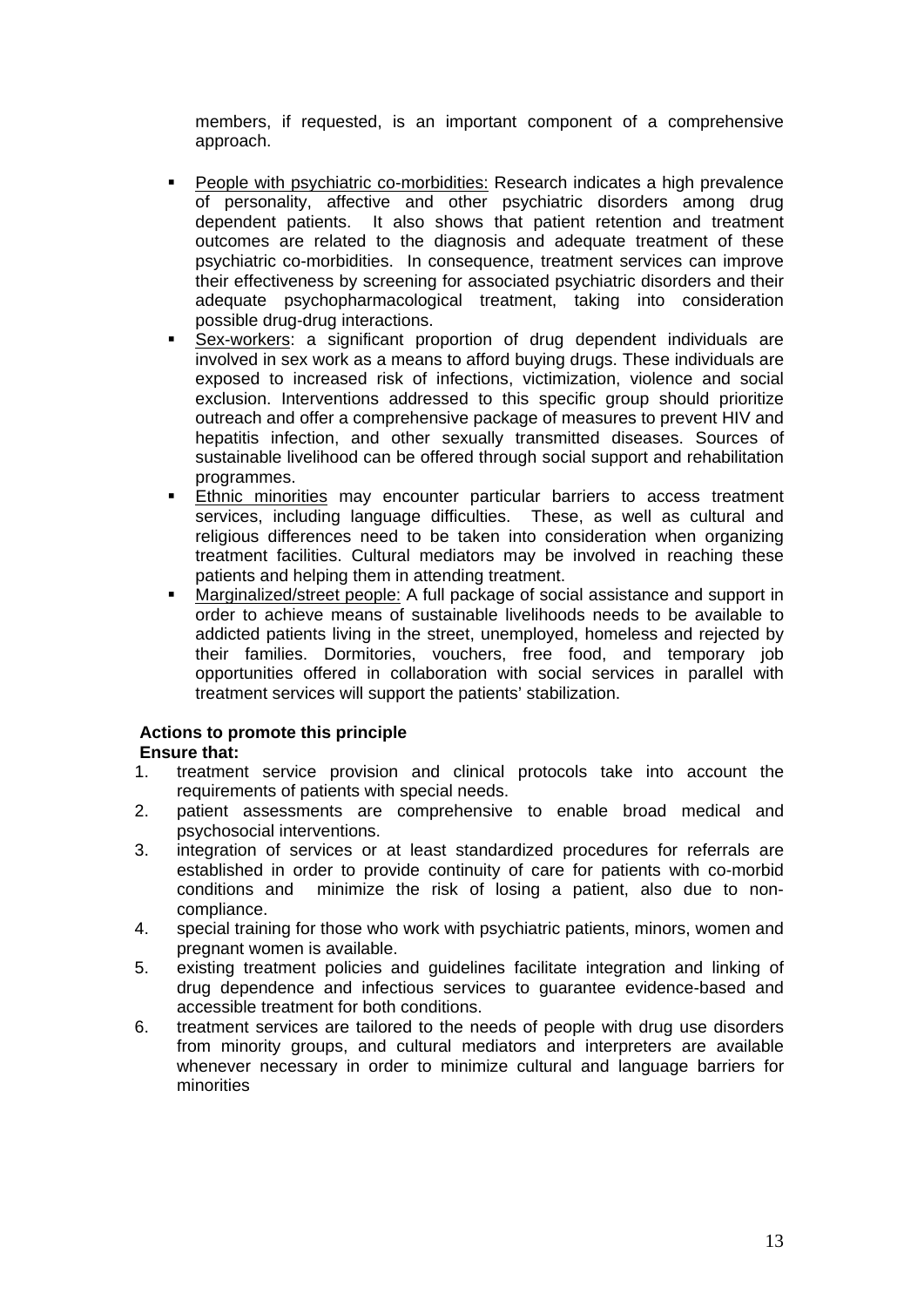members, if requested, is an important component of a comprehensive approach.

- People with psychiatric co-morbidities: Research indicates a high prevalence of personality, affective and other psychiatric disorders among drug dependent patients. It also shows that patient retention and treatment outcomes are related to the diagnosis and adequate treatment of these psychiatric co-morbidities. In consequence, treatment services can improve their effectiveness by screening for associated psychiatric disorders and their adequate psychopharmacological treatment, taking into consideration possible drug-drug interactions.
- Sex-workers: a significant proportion of drug dependent individuals are involved in sex work as a means to afford buying drugs. These individuals are exposed to increased risk of infections, victimization, violence and social exclusion. Interventions addressed to this specific group should prioritize outreach and offer a comprehensive package of measures to prevent HIV and hepatitis infection, and other sexually transmitted diseases. Sources of sustainable livelihood can be offered through social support and rehabilitation programmes.
- Ethnic minorities may encounter particular barriers to access treatment services, including language difficulties. These, as well as cultural and religious differences need to be taken into consideration when organizing treatment facilities. Cultural mediators may be involved in reaching these patients and helping them in attending treatment.
- Marginalized/street people: A full package of social assistance and support in order to achieve means of sustainable livelihoods needs to be available to addicted patients living in the street, unemployed, homeless and rejected by their families. Dormitories, vouchers, free food, and temporary job opportunities offered in collaboration with social services in parallel with treatment services will support the patients' stabilization.

**Actions to promote this principle**
**Ensure that:**

1. treatment service provision and clinical protocols take into account the requirements of patients with special needs.
2. patient assessments are comprehensive to enable broad medical and psychosocial interventions.
3. integration of services or at least standardized procedures for referrals are established in order to provide continuity of care for patients with co-morbid conditions and minimize the risk of losing a patient, also due to non-compliance.
4. special training for those who work with psychiatric patients, minors, women and pregnant women is available.
5. existing treatment policies and guidelines facilitate integration and linking of drug dependence and infectious services to guarantee evidence-based and accessible treatment for both conditions.
6. treatment services are tailored to the needs of people with drug use disorders from minority groups, and cultural mediators and interpreters are available whenever necessary in order to minimize cultural and language barriers for minorities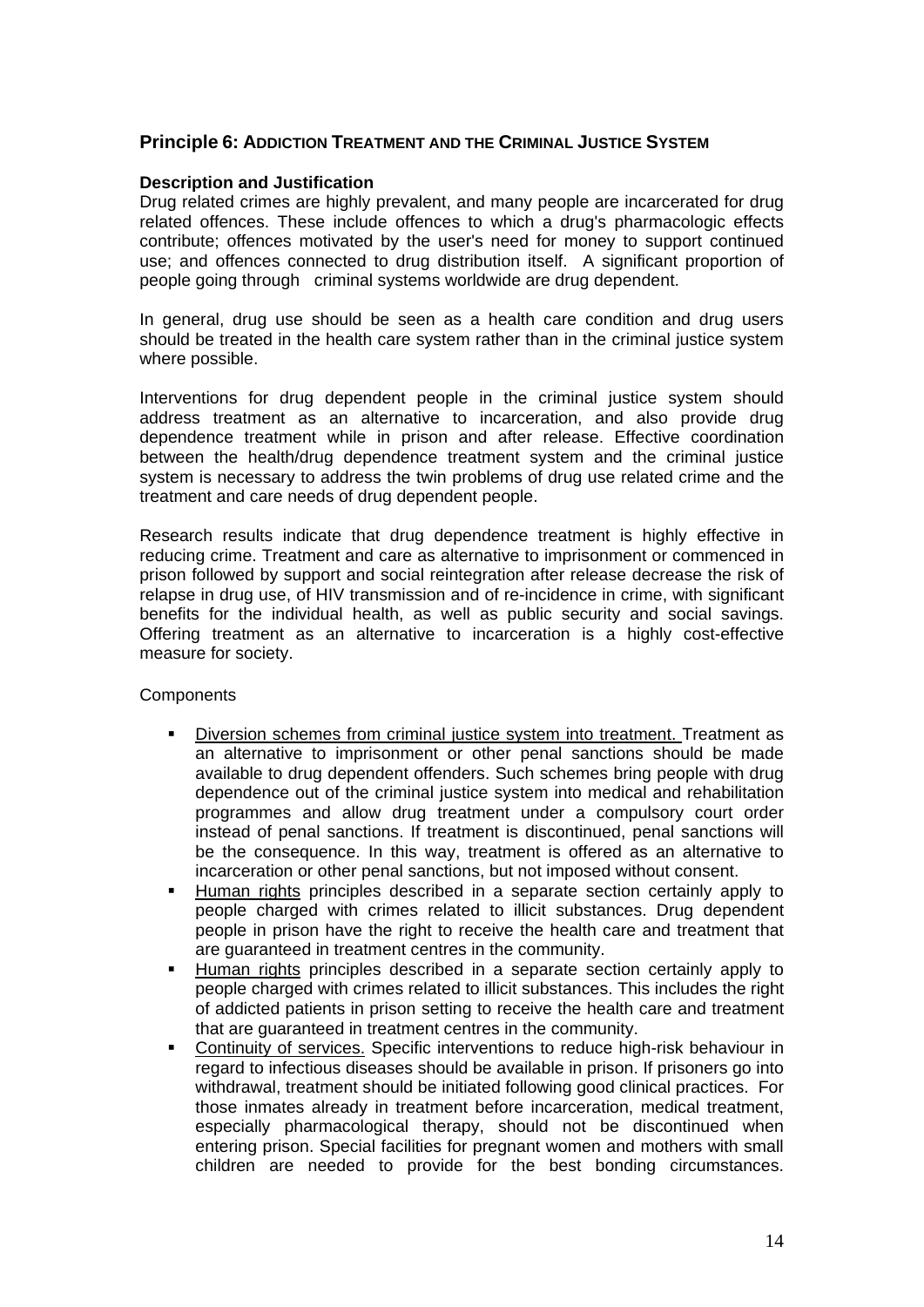## Principle 6: ADDICTION TREATMENT AND THE CRIMINAL JUSTICE SYSTEM

**Description and Justification**

Drug related crimes are highly prevalent, and many people are incarcerated for drug related offences. These include offences to which a drug's pharmacologic effects contribute; offences motivated by the user's need for money to support continued use; and offences connected to drug distribution itself. A significant proportion of people going through criminal systems worldwide are drug dependent.

In general, drug use should be seen as a health care condition and drug users should be treated in the health care system rather than in the criminal justice system where possible.

Interventions for drug dependent people in the criminal justice system should address treatment as an alternative to incarceration, and also provide drug dependence treatment while in prison and after release. Effective coordination between the health/drug dependence treatment system and the criminal justice system is necessary to address the twin problems of drug use related crime and the treatment and care needs of drug dependent people.

Research results indicate that drug dependence treatment is highly effective in reducing crime. Treatment and care as alternative to imprisonment or commenced in prison followed by support and social reintegration after release decrease the risk of relapse in drug use, of HIV transmission and of re-incidence in crime, with significant benefits for the individual health, as well as public security and social savings. Offering treatment as an alternative to incarceration is a highly cost-effective measure for society.

Components

- Diversion schemes from criminal justice system into treatment. Treatment as an alternative to imprisonment or other penal sanctions should be made available to drug dependent offenders. Such schemes bring people with drug dependence out of the criminal justice system into medical and rehabilitation programmes and allow drug treatment under a compulsory court order instead of penal sanctions. If treatment is discontinued, penal sanctions will be the consequence. In this way, treatment is offered as an alternative to incarceration or other penal sanctions, but not imposed without consent.
- Human rights principles described in a separate section certainly apply to people charged with crimes related to illicit substances. Drug dependent people in prison have the right to receive the health care and treatment that are guaranteed in treatment centres in the community.
- Human rights principles described in a separate section certainly apply to people charged with crimes related to illicit substances. This includes the right of addicted patients in prison setting to receive the health care and treatment that are guaranteed in treatment centres in the community.
- Continuity of services. Specific interventions to reduce high-risk behaviour in regard to infectious diseases should be available in prison. If prisoners go into withdrawal, treatment should be initiated following good clinical practices. For those inmates already in treatment before incarceration, medical treatment, especially pharmacological therapy, should not be discontinued when entering prison. Special facilities for pregnant women and mothers with small children are needed to provide for the best bonding circumstances.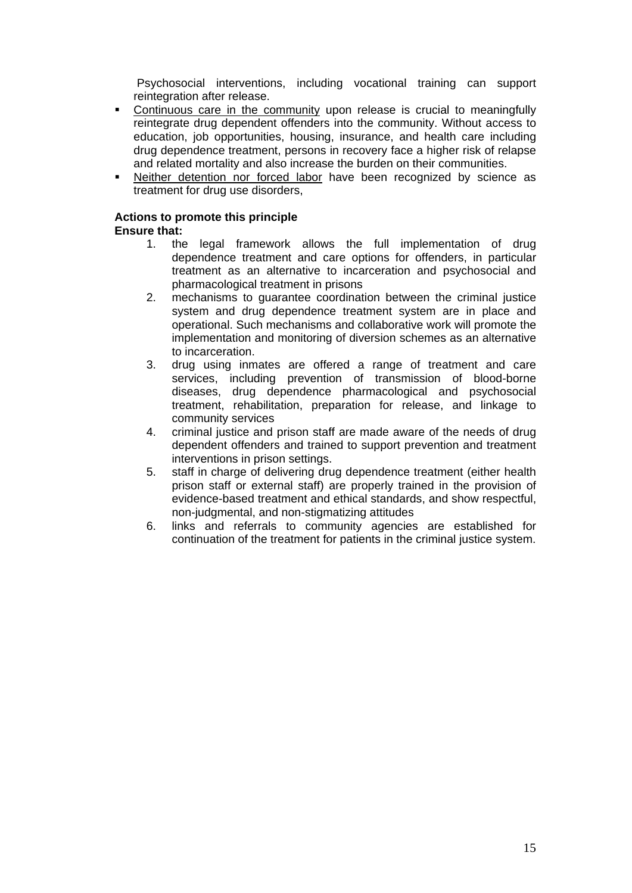Psychosocial interventions, including vocational training can support reintegration after release.

- Continuous care in the community upon release is crucial to meaningfully reintegrate drug dependent offenders into the community. Without access to education, job opportunities, housing, insurance, and health care including drug dependence treatment, persons in recovery face a higher risk of relapse and related mortality and also increase the burden on their communities.
- Neither detention nor forced labor have been recognized by science as treatment for drug use disorders,

**Actions to promote this principle**
**Ensure that:**

1. the legal framework allows the full implementation of drug dependence treatment and care options for offenders, in particular treatment as an alternative to incarceration and psychosocial and pharmacological treatment in prisons
2. mechanisms to guarantee coordination between the criminal justice system and drug dependence treatment system are in place and operational. Such mechanisms and collaborative work will promote the implementation and monitoring of diversion schemes as an alternative to incarceration.
3. drug using inmates are offered a range of treatment and care services, including prevention of transmission of blood-borne diseases, drug dependence pharmacological and psychosocial treatment, rehabilitation, preparation for release, and linkage to community services
4. criminal justice and prison staff are made aware of the needs of drug dependent offenders and trained to support prevention and treatment interventions in prison settings.
5. staff in charge of delivering drug dependence treatment (either health prison staff or external staff) are properly trained in the provision of evidence-based treatment and ethical standards, and show respectful, non-judgmental, and non-stigmatizing attitudes
6. links and referrals to community agencies are established for continuation of the treatment for patients in the criminal justice system.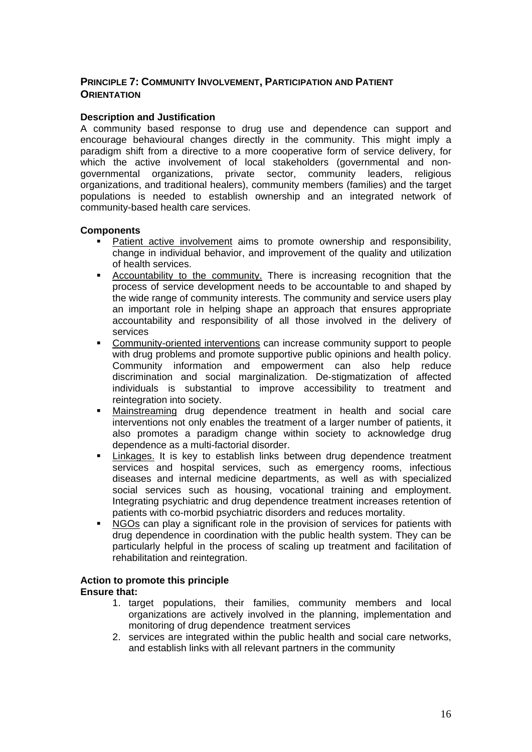## PRINCIPLE 7: COMMUNITY INVOLVEMENT, PARTICIPATION AND PATIENT ORIENTATION

**Description and Justification**

A community based response to drug use and dependence can support and encourage behavioural changes directly in the community. This might imply a paradigm shift from a directive to a more cooperative form of service delivery, for which the active involvement of local stakeholders (governmental and non-governmental organizations, private sector, community leaders, religious organizations, and traditional healers), community members (families) and the target populations is needed to establish ownership and an integrated network of community-based health care services.

**Components**

- Patient active involvement aims to promote ownership and responsibility, change in individual behavior, and improvement of the quality and utilization of health services.
- Accountability to the community. There is increasing recognition that the process of service development needs to be accountable to and shaped by the wide range of community interests. The community and service users play an important role in helping shape an approach that ensures appropriate accountability and responsibility of all those involved in the delivery of services
- Community-oriented interventions can increase community support to people with drug problems and promote supportive public opinions and health policy. Community information and empowerment can also help reduce discrimination and social marginalization. De-stigmatization of affected individuals is substantial to improve accessibility to treatment and reintegration into society.
- Mainstreaming drug dependence treatment in health and social care interventions not only enables the treatment of a larger number of patients, it also promotes a paradigm change within society to acknowledge drug dependence as a multi-factorial disorder.
- Linkages. It is key to establish links between drug dependence treatment services and hospital services, such as emergency rooms, infectious diseases and internal medicine departments, as well as with specialized social services such as housing, vocational training and employment. Integrating psychiatric and drug dependence treatment increases retention of patients with co-morbid psychiatric disorders and reduces mortality.
- NGOs can play a significant role in the provision of services for patients with drug dependence in coordination with the public health system. They can be particularly helpful in the process of scaling up treatment and facilitation of rehabilitation and reintegration.

**Action to promote this principle**

**Ensure that:**

1. target populations, their families, community members and local organizations are actively involved in the planning, implementation and monitoring of drug dependence treatment services
2. services are integrated within the public health and social care networks, and establish links with all relevant partners in the community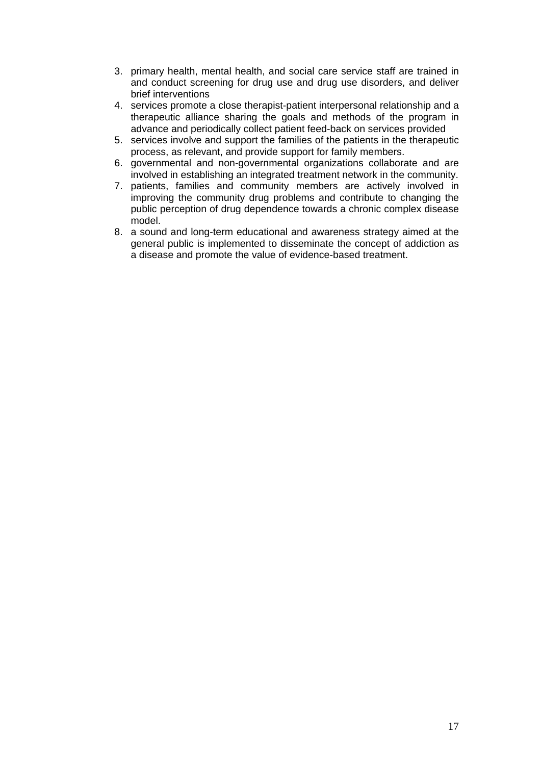3. primary health, mental health, and social care service staff are trained in and conduct screening for drug use and drug use disorders, and deliver brief interventions
4. services promote a close therapist-patient interpersonal relationship and a therapeutic alliance sharing the goals and methods of the program in advance and periodically collect patient feed-back on services provided
5. services involve and support the families of the patients in the therapeutic process, as relevant, and provide support for family members.
6. governmental and non-governmental organizations collaborate and are involved in establishing an integrated treatment network in the community.
7. patients, families and community members are actively involved in improving the community drug problems and contribute to changing the public perception of drug dependence towards a chronic complex disease model.
8. a sound and long-term educational and awareness strategy aimed at the general public is implemented to disseminate the concept of addiction as a disease and promote the value of evidence-based treatment.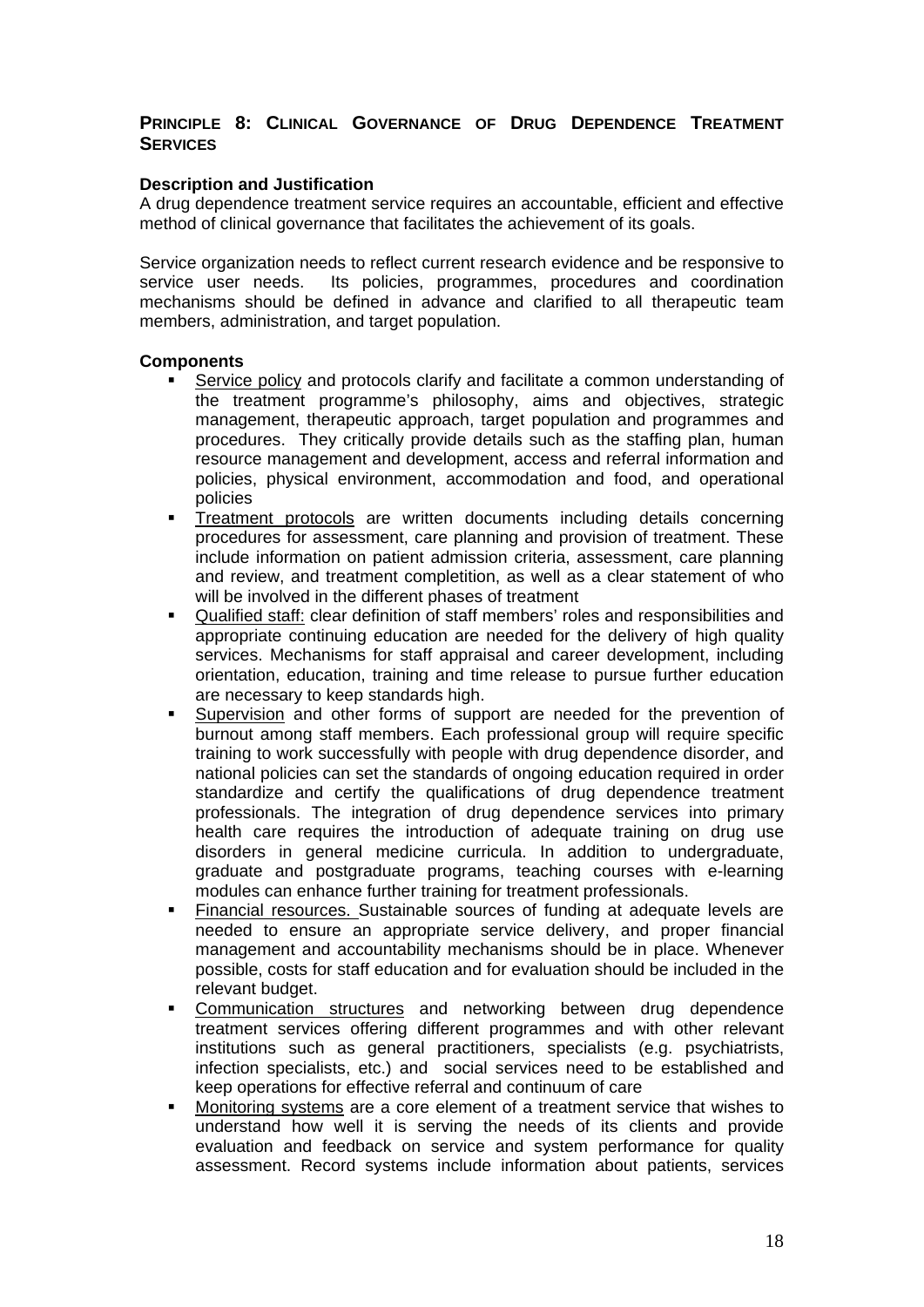## PRINCIPLE 8: CLINICAL GOVERNANCE OF DRUG DEPENDENCE TREATMENT SERVICES

**Description and Justification**

A drug dependence treatment service requires an accountable, efficient and effective method of clinical governance that facilitates the achievement of its goals.

Service organization needs to reflect current research evidence and be responsive to service user needs. Its policies, programmes, procedures and coordination mechanisms should be defined in advance and clarified to all therapeutic team members, administration, and target population.

**Components**

- <u>Service policy</u> and protocols clarify and facilitate a common understanding of the treatment programme's philosophy, aims and objectives, strategic management, therapeutic approach, target population and programmes and procedures. They critically provide details such as the staffing plan, human resource management and development, access and referral information and policies, physical environment, accommodation and food, and operational policies
- <u>Treatment protocols</u> are written documents including details concerning procedures for assessment, care planning and provision of treatment. These include information on patient admission criteria, assessment, care planning and review, and treatment completition, as well as a clear statement of who will be involved in the different phases of treatment
- <u>Qualified staff:</u> clear definition of staff members' roles and responsibilities and appropriate continuing education are needed for the delivery of high quality services. Mechanisms for staff appraisal and career development, including orientation, education, training and time release to pursue further education are necessary to keep standards high.
- <u>Supervision</u> and other forms of support are needed for the prevention of burnout among staff members. Each professional group will require specific training to work successfully with people with drug dependence disorder, and national policies can set the standards of ongoing education required in order standardize and certify the qualifications of drug dependence treatment professionals. The integration of drug dependence services into primary health care requires the introduction of adequate training on drug use disorders in general medicine curricula. In addition to undergraduate, graduate and postgraduate programs, teaching courses with e-learning modules can enhance further training for treatment professionals.
- <u>Financial resources.</u> Sustainable sources of funding at adequate levels are needed to ensure an appropriate service delivery, and proper financial management and accountability mechanisms should be in place. Whenever possible, costs for staff education and for evaluation should be included in the relevant budget.
- <u>Communication structures</u> and networking between drug dependence treatment services offering different programmes and with other relevant institutions such as general practitioners, specialists (e.g. psychiatrists, infection specialists, etc.) and social services need to be established and keep operations for effective referral and continuum of care
- <u>Monitoring systems</u> are a core element of a treatment service that wishes to understand how well it is serving the needs of its clients and provide evaluation and feedback on service and system performance for quality assessment. Record systems include information about patients, services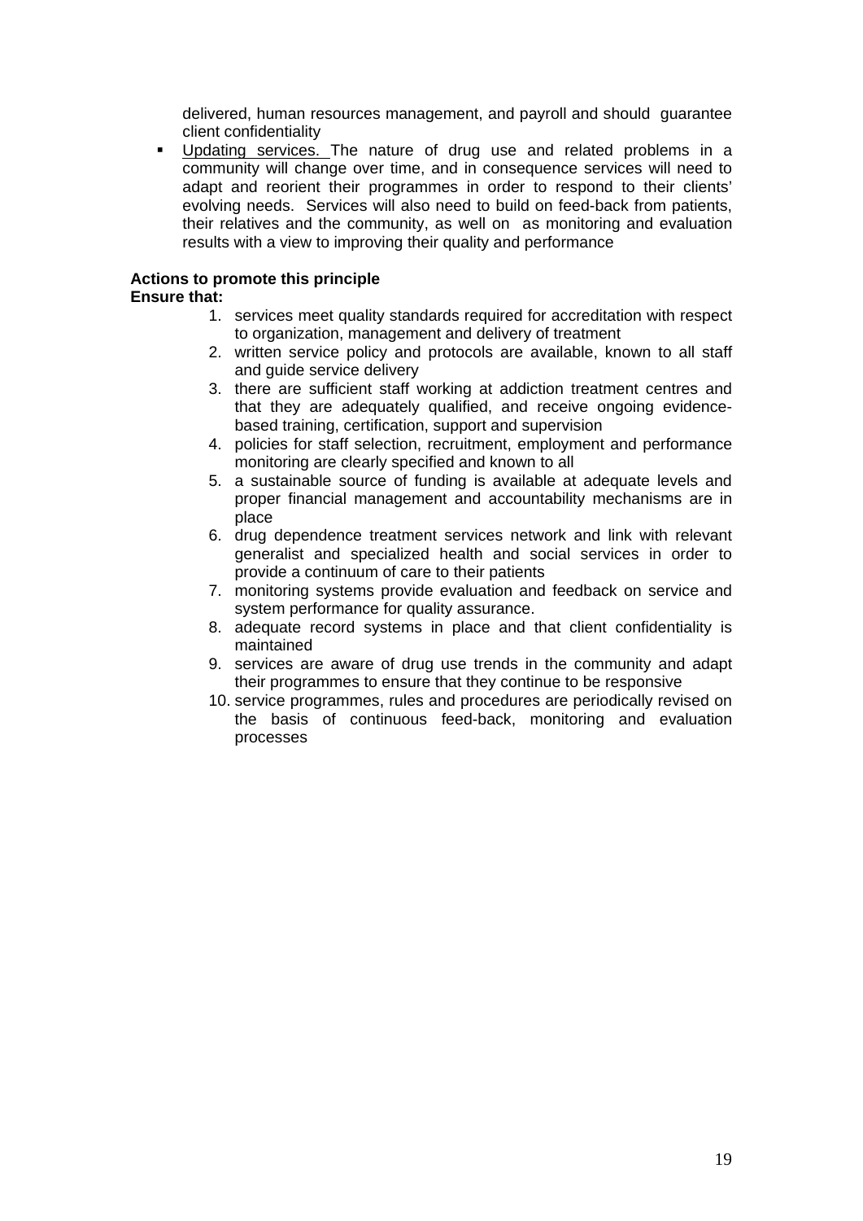delivered, human resources management, and payroll and should guarantee client confidentiality

- Updating services. The nature of drug use and related problems in a community will change over time, and in consequence services will need to adapt and reorient their programmes in order to respond to their clients' evolving needs. Services will also need to build on feed-back from patients, their relatives and the community, as well on as monitoring and evaluation results with a view to improving their quality and performance

**Actions to promote this principle**
**Ensure that:**

1. services meet quality standards required for accreditation with respect to organization, management and delivery of treatment
2. written service policy and protocols are available, known to all staff and guide service delivery
3. there are sufficient staff working at addiction treatment centres and that they are adequately qualified, and receive ongoing evidence-based training, certification, support and supervision
4. policies for staff selection, recruitment, employment and performance monitoring are clearly specified and known to all
5. a sustainable source of funding is available at adequate levels and proper financial management and accountability mechanisms are in place
6. drug dependence treatment services network and link with relevant generalist and specialized health and social services in order to provide a continuum of care to their patients
7. monitoring systems provide evaluation and feedback on service and system performance for quality assurance.
8. adequate record systems in place and that client confidentiality is maintained
9. services are aware of drug use trends in the community and adapt their programmes to ensure that they continue to be responsive
10. service programmes, rules and procedures are periodically revised on the basis of continuous feed-back, monitoring and evaluation processes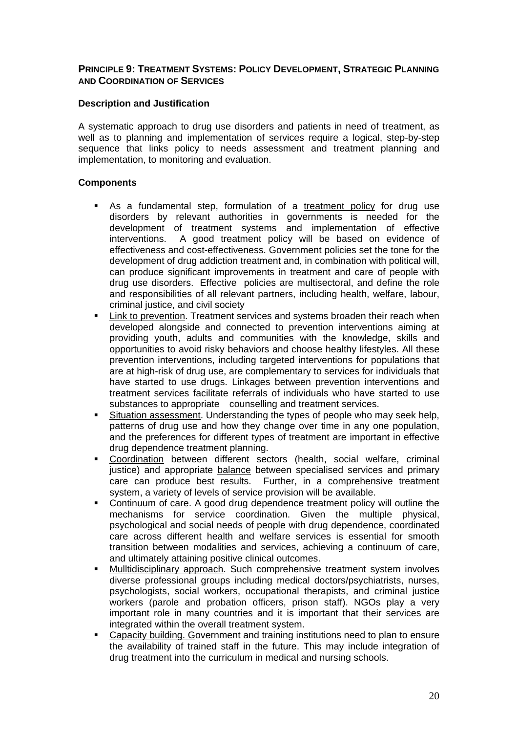## PRINCIPLE 9: TREATMENT SYSTEMS: POLICY DEVELOPMENT, STRATEGIC PLANNING AND COORDINATION OF SERVICES

### Description and Justification

A systematic approach to drug use disorders and patients in need of treatment, as well as to planning and implementation of services require a logical, step-by-step sequence that links policy to needs assessment and treatment planning and implementation, to monitoring and evaluation.

### Components

- As a fundamental step, formulation of a treatment policy for drug use disorders by relevant authorities in governments is needed for the development of treatment systems and implementation of effective interventions. A good treatment policy will be based on evidence of effectiveness and cost-effectiveness. Government policies set the tone for the development of drug addiction treatment and, in combination with political will, can produce significant improvements in treatment and care of people with drug use disorders. Effective policies are multisectoral, and define the role and responsibilities of all relevant partners, including health, welfare, labour, criminal justice, and civil society
- Link to prevention. Treatment services and systems broaden their reach when developed alongside and connected to prevention interventions aiming at providing youth, adults and communities with the knowledge, skills and opportunities to avoid risky behaviors and choose healthy lifestyles. All these prevention interventions, including targeted interventions for populations that are at high-risk of drug use, are complementary to services for individuals that have started to use drugs. Linkages between prevention interventions and treatment services facilitate referrals of individuals who have started to use substances to appropriate counselling and treatment services.
- Situation assessment. Understanding the types of people who may seek help, patterns of drug use and how they change over time in any one population, and the preferences for different types of treatment are important in effective drug dependence treatment planning.
- Coordination between different sectors (health, social welfare, criminal justice) and appropriate balance between specialised services and primary care can produce best results. Further, in a comprehensive treatment system, a variety of levels of service provision will be available.
- Continuum of care. A good drug dependence treatment policy will outline the mechanisms for service coordination. Given the multiple physical, psychological and social needs of people with drug dependence, coordinated care across different health and welfare services is essential for smooth transition between modalities and services, achieving a continuum of care, and ultimately attaining positive clinical outcomes.
- Mulltidisciplinary approach. Such comprehensive treatment system involves diverse professional groups including medical doctors/psychiatrists, nurses, psychologists, social workers, occupational therapists, and criminal justice workers (parole and probation officers, prison staff). NGOs play a very important role in many countries and it is important that their services are integrated within the overall treatment system.
- Capacity building. Government and training institutions need to plan to ensure the availability of trained staff in the future. This may include integration of drug treatment into the curriculum in medical and nursing schools.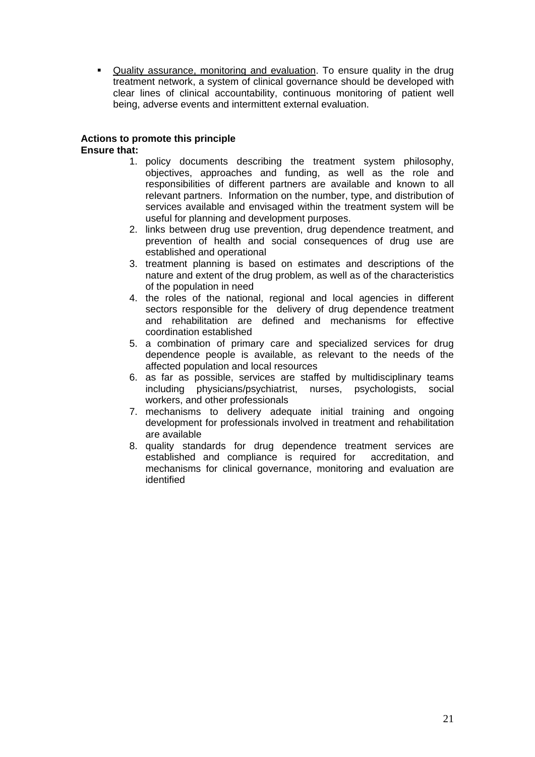- Quality assurance, monitoring and evaluation. To ensure quality in the drug treatment network, a system of clinical governance should be developed with clear lines of clinical accountability, continuous monitoring of patient well being, adverse events and intermittent external evaluation.

**Actions to promote this principle**
**Ensure that:**

1. policy documents describing the treatment system philosophy, objectives, approaches and funding, as well as the role and responsibilities of different partners are available and known to all relevant partners. Information on the number, type, and distribution of services available and envisaged within the treatment system will be useful for planning and development purposes.
2. links between drug use prevention, drug dependence treatment, and prevention of health and social consequences of drug use are established and operational
3. treatment planning is based on estimates and descriptions of the nature and extent of the drug problem, as well as of the characteristics of the population in need
4. the roles of the national, regional and local agencies in different sectors responsible for the delivery of drug dependence treatment and rehabilitation are defined and mechanisms for effective coordination established
5. a combination of primary care and specialized services for drug dependence people is available, as relevant to the needs of the affected population and local resources
6. as far as possible, services are staffed by multidisciplinary teams including physicians/psychiatrist, nurses, psychologists, social workers, and other professionals
7. mechanisms to delivery adequate initial training and ongoing development for professionals involved in treatment and rehabilitation are available
8. quality standards for drug dependence treatment services are established and compliance is required for accreditation, and mechanisms for clinical governance, monitoring and evaluation are identified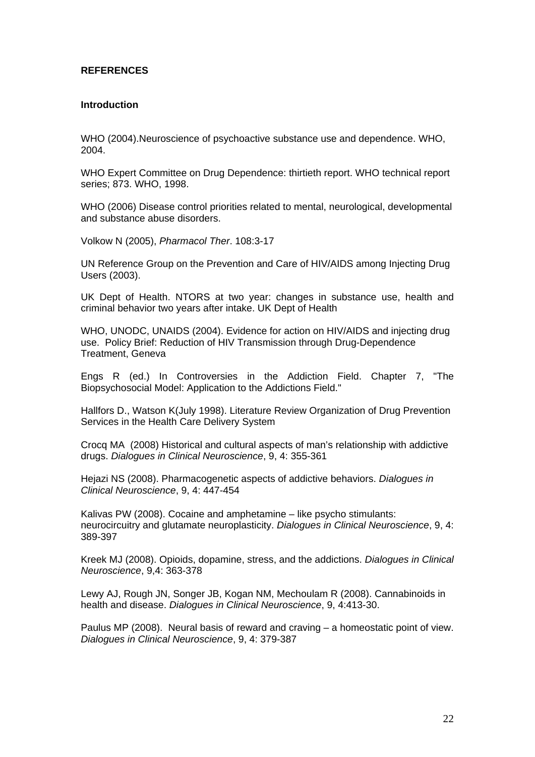**REFERENCES**

**Introduction**

WHO (2004).Neuroscience of psychoactive substance use and dependence. WHO, 2004.

WHO Expert Committee on Drug Dependence: thirtieth report. WHO technical report series; 873. WHO, 1998.

WHO (2006) Disease control priorities related to mental, neurological, developmental and substance abuse disorders.

Volkow N (2005), *Pharmacol Ther*. 108:3-17

UN Reference Group on the Prevention and Care of HIV/AIDS among Injecting Drug Users (2003).

UK Dept of Health. NTORS at two year: changes in substance use, health and criminal behavior two years after intake. UK Dept of Health

WHO, UNODC, UNAIDS (2004). Evidence for action on HIV/AIDS and injecting drug use. Policy Brief: Reduction of HIV Transmission through Drug-Dependence Treatment, Geneva

Engs R (ed.) In Controversies in the Addiction Field. Chapter 7, "The Biopsychosocial Model: Application to the Addictions Field."

Hallfors D., Watson K(July 1998). Literature Review Organization of Drug Prevention Services in the Health Care Delivery System

Crocq MA (2008) Historical and cultural aspects of man's relationship with addictive drugs. *Dialogues in Clinical Neuroscience*, 9, 4: 355-361

Hejazi NS (2008). Pharmacogenetic aspects of addictive behaviors. *Dialogues in Clinical Neuroscience*, 9, 4: 447-454

Kalivas PW (2008). Cocaine and amphetamine – like psycho stimulants: neurocircuitry and glutamate neuroplasticity. *Dialogues in Clinical Neuroscience*, 9, 4: 389-397

Kreek MJ (2008). Opioids, dopamine, stress, and the addictions. *Dialogues in Clinical Neuroscience*, 9,4: 363-378

Lewy AJ, Rough JN, Songer JB, Kogan NM, Mechoulam R (2008). Cannabinoids in health and disease. *Dialogues in Clinical Neuroscience*, 9, 4:413-30.

Paulus MP (2008). Neural basis of reward and craving – a homeostatic point of view. *Dialogues in Clinical Neuroscience*, 9, 4: 379-387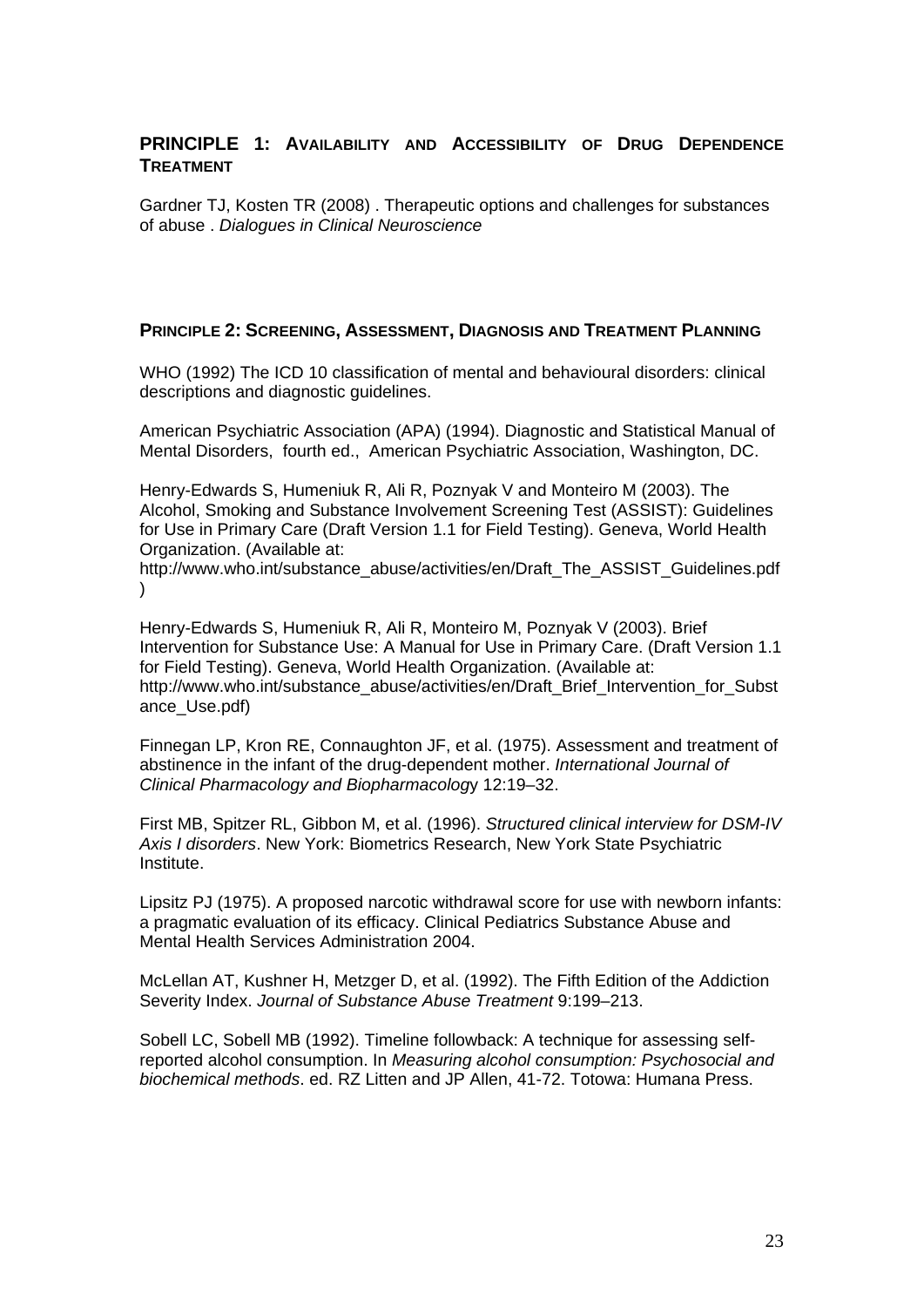## PRINCIPLE 1: AVAILABILITY AND ACCESSIBILITY OF DRUG DEPENDENCE TREATMENT

Gardner TJ, Kosten TR (2008) . Therapeutic options and challenges for substances of abuse . *Dialogues in Clinical Neuroscience*

## PRINCIPLE 2: SCREENING, ASSESSMENT, DIAGNOSIS AND TREATMENT PLANNING

WHO (1992) The ICD 10 classification of mental and behavioural disorders: clinical descriptions and diagnostic guidelines.

American Psychiatric Association (APA) (1994). Diagnostic and Statistical Manual of Mental Disorders, fourth ed., American Psychiatric Association, Washington, DC.

Henry-Edwards S, Humeniuk R, Ali R, Poznyak V and Monteiro M (2003). The Alcohol, Smoking and Substance Involvement Screening Test (ASSIST): Guidelines for Use in Primary Care (Draft Version 1.1 for Field Testing). Geneva, World Health Organization. (Available at: http://www.who.int/substance_abuse/activities/en/Draft_The_ASSIST_Guidelines.pdf )

Henry-Edwards S, Humeniuk R, Ali R, Monteiro M, Poznyak V (2003). Brief Intervention for Substance Use: A Manual for Use in Primary Care. (Draft Version 1.1 for Field Testing). Geneva, World Health Organization. (Available at: http://www.who.int/substance_abuse/activities/en/Draft_Brief_Intervention_for_Substance_Use.pdf)

Finnegan LP, Kron RE, Connaughton JF, et al. (1975). Assessment and treatment of abstinence in the infant of the drug-dependent mother. *International Journal of Clinical Pharmacology and Biopharmacology* 12:19–32.

First MB, Spitzer RL, Gibbon M, et al. (1996). *Structured clinical interview for DSM-IV Axis I disorders*. New York: Biometrics Research, New York State Psychiatric Institute.

Lipsitz PJ (1975). A proposed narcotic withdrawal score for use with newborn infants: a pragmatic evaluation of its efficacy. Clinical Pediatrics Substance Abuse and Mental Health Services Administration 2004.

McLellan AT, Kushner H, Metzger D, et al. (1992). The Fifth Edition of the Addiction Severity Index. *Journal of Substance Abuse Treatment* 9:199–213.

Sobell LC, Sobell MB (1992). Timeline followback: A technique for assessing self-reported alcohol consumption. In *Measuring alcohol consumption: Psychosocial and biochemical methods*. ed. RZ Litten and JP Allen, 41-72. Totowa: Humana Press.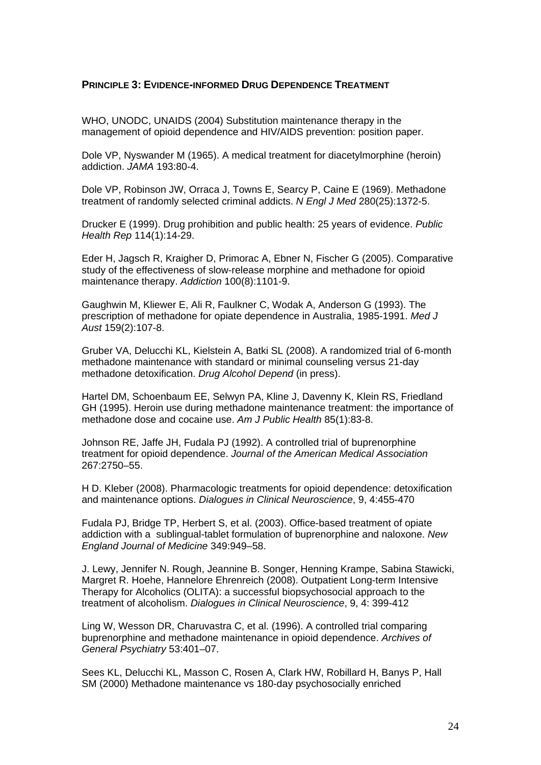### Principle 3: Evidence-informed Drug Dependence Treatment

WHO, UNODC, UNAIDS (2004) Substitution maintenance therapy in the management of opioid dependence and HIV/AIDS prevention: position paper.

Dole VP, Nyswander M (1965). A medical treatment for diacetylmorphine (heroin) addiction. *JAMA* 193:80-4.

Dole VP, Robinson JW, Orraca J, Towns E, Searcy P, Caine E (1969). Methadone treatment of randomly selected criminal addicts. *N Engl J Med* 280(25):1372-5.

Drucker E (1999). Drug prohibition and public health: 25 years of evidence. *Public Health Rep* 114(1):14-29.

Eder H, Jagsch R, Kraigher D, Primorac A, Ebner N, Fischer G (2005). Comparative study of the effectiveness of slow-release morphine and methadone for opioid maintenance therapy. *Addiction* 100(8):1101-9.

Gaughwin M, Kliewer E, Ali R, Faulkner C, Wodak A, Anderson G (1993). The prescription of methadone for opiate dependence in Australia, 1985-1991. *Med J Aust* 159(2):107-8.

Gruber VA, Delucchi KL, Kielstein A, Batki SL (2008). A randomized trial of 6-month methadone maintenance with standard or minimal counseling versus 21-day methadone detoxification. *Drug Alcohol Depend* (in press).

Hartel DM, Schoenbaum EE, Selwyn PA, Kline J, Davenny K, Klein RS, Friedland GH (1995). Heroin use during methadone maintenance treatment: the importance of methadone dose and cocaine use. *Am J Public Health* 85(1):83-8.

Johnson RE, Jaffe JH, Fudala PJ (1992). A controlled trial of buprenorphine treatment for opioid dependence. *Journal of the American Medical Association* 267:2750–55.

H D. Kleber (2008). Pharmacologic treatments for opioid dependence: detoxification and maintenance options. *Dialogues in Clinical Neuroscience*, 9, 4:455-470

Fudala PJ, Bridge TP, Herbert S, et al. (2003). Office-based treatment of opiate addiction with a sublingual-tablet formulation of buprenorphine and naloxone. *New England Journal of Medicine* 349:949–58.

J. Lewy, Jennifer N. Rough, Jeannine B. Songer, Henning Krampe, Sabina Stawicki, Margret R. Hoehe, Hannelore Ehrenreich (2008). Outpatient Long-term Intensive Therapy for Alcoholics (OLITA): a successful biopsychosocial approach to the treatment of alcoholism. *Dialogues in Clinical Neuroscience*, 9, 4: 399-412

Ling W, Wesson DR, Charuvastra C, et al. (1996). A controlled trial comparing buprenorphine and methadone maintenance in opioid dependence. *Archives of General Psychiatry* 53:401–07.

Sees KL, Delucchi KL, Masson C, Rosen A, Clark HW, Robillard H, Banys P, Hall SM (2000) Methadone maintenance vs 180-day psychosocially enriched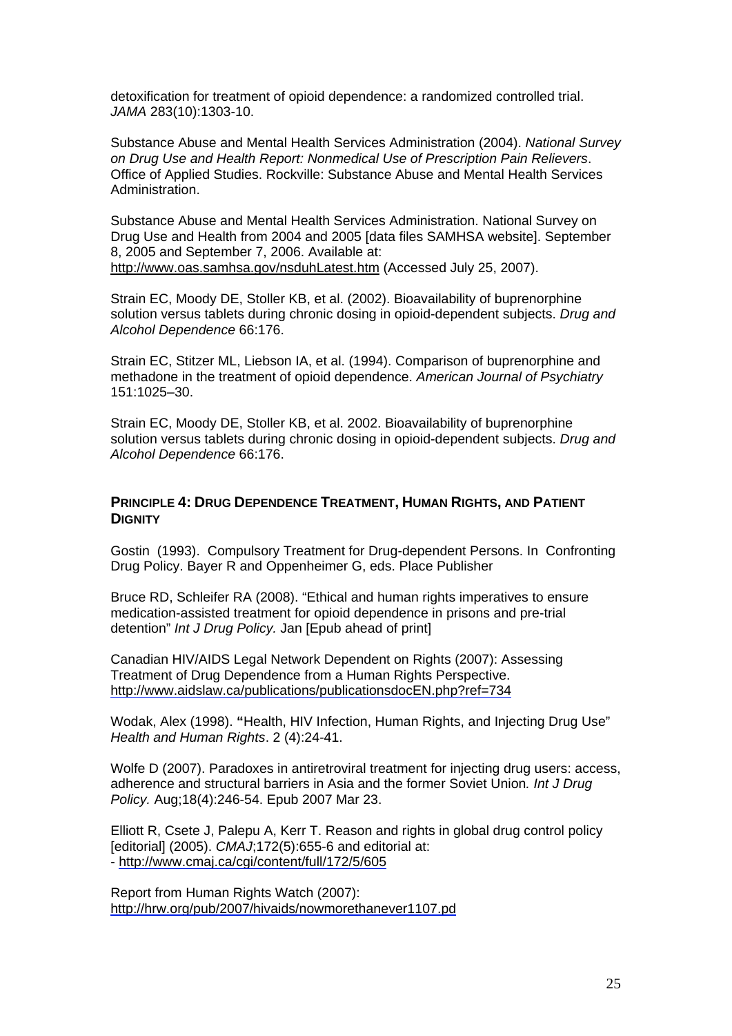detoxification for treatment of opioid dependence: a randomized controlled trial. *JAMA* 283(10):1303-10.

Substance Abuse and Mental Health Services Administration (2004). *National Survey on Drug Use and Health Report: Nonmedical Use of Prescription Pain Relievers*. Office of Applied Studies. Rockville: Substance Abuse and Mental Health Services Administration.

Substance Abuse and Mental Health Services Administration. National Survey on Drug Use and Health from 2004 and 2005 [data files SAMHSA website]. September 8, 2005 and September 7, 2006. Available at: http://www.oas.samhsa.gov/nsduhLatest.htm (Accessed July 25, 2007).

Strain EC, Moody DE, Stoller KB, et al. (2002). Bioavailability of buprenorphine solution versus tablets during chronic dosing in opioid-dependent subjects. *Drug and Alcohol Dependence* 66:176.

Strain EC, Stitzer ML, Liebson IA, et al. (1994). Comparison of buprenorphine and methadone in the treatment of opioid dependence. *American Journal of Psychiatry* 151:1025–30.

Strain EC, Moody DE, Stoller KB, et al. 2002. Bioavailability of buprenorphine solution versus tablets during chronic dosing in opioid-dependent subjects. *Drug and Alcohol Dependence* 66:176.

### PRINCIPLE 4: DRUG DEPENDENCE TREATMENT, HUMAN RIGHTS, AND PATIENT DIGNITY

Gostin (1993). Compulsory Treatment for Drug-dependent Persons. In Confronting Drug Policy. Bayer R and Oppenheimer G, eds. Place Publisher

Bruce RD, Schleifer RA (2008). "Ethical and human rights imperatives to ensure medication-assisted treatment for opioid dependence in prisons and pre-trial detention" *Int J Drug Policy.* Jan [Epub ahead of print]

Canadian HIV/AIDS Legal Network Dependent on Rights (2007): Assessing Treatment of Drug Dependence from a Human Rights Perspective. http://www.aidslaw.ca/publications/publicationsdocEN.php?ref=734

Wodak, Alex (1998). **"**Health, HIV Infection, Human Rights, and Injecting Drug Use" *Health and Human Rights*. 2 (4):24-41.

Wolfe D (2007). Paradoxes in antiretroviral treatment for injecting drug users: access, adherence and structural barriers in Asia and the former Soviet Union*. Int J Drug Policy.* Aug;18(4):246-54. Epub 2007 Mar 23.

Elliott R, Csete J, Palepu A, Kerr T. Reason and rights in global drug control policy [editorial] (2005). *CMAJ*;172(5):655-6 and editorial at:
- http://www.cmaj.ca/cgi/content/full/172/5/605

Report from Human Rights Watch (2007):
http://hrw.org/pub/2007/hivaids/nowmorethanever1107.pd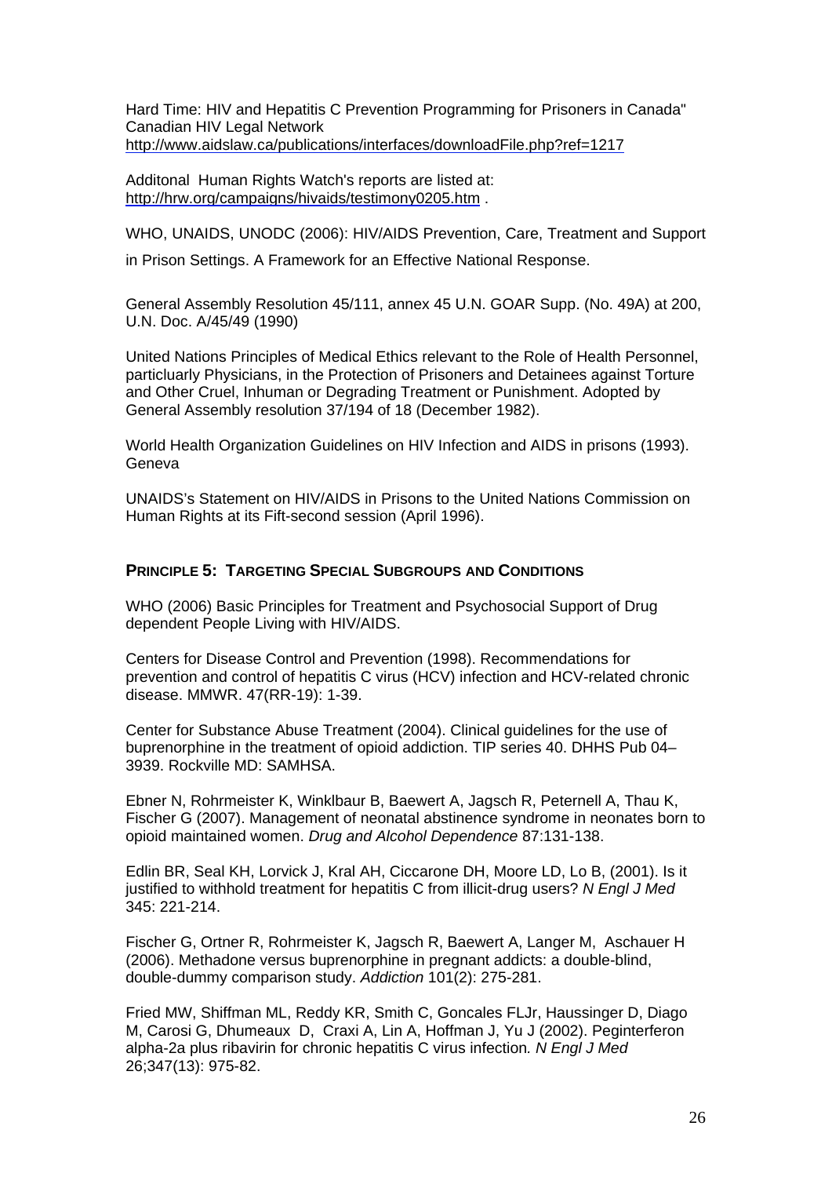Hard Time: HIV and Hepatitis C Prevention Programming for Prisoners in Canada" Canadian HIV Legal Network
http://www.aidslaw.ca/publications/interfaces/downloadFile.php?ref=1217

Additonal Human Rights Watch's reports are listed at:
http://hrw.org/campaigns/hivaids/testimony0205.htm .

WHO, UNAIDS, UNODC (2006): HIV/AIDS Prevention, Care, Treatment and Support in Prison Settings. A Framework for an Effective National Response.

General Assembly Resolution 45/111, annex 45 U.N. GOAR Supp. (No. 49A) at 200, U.N. Doc. A/45/49 (1990)

United Nations Principles of Medical Ethics relevant to the Role of Health Personnel, particluarly Physicians, in the Protection of Prisoners and Detainees against Torture and Other Cruel, Inhuman or Degrading Treatment or Punishment. Adopted by General Assembly resolution 37/194 of 18 (December 1982).

World Health Organization Guidelines on HIV Infection and AIDS in prisons (1993). Geneva

UNAIDS's Statement on HIV/AIDS in Prisons to the United Nations Commission on Human Rights at its Fift-second session (April 1996).

## PRINCIPLE 5: TARGETING SPECIAL SUBGROUPS AND CONDITIONS

WHO (2006) Basic Principles for Treatment and Psychosocial Support of Drug dependent People Living with HIV/AIDS.

Centers for Disease Control and Prevention (1998). Recommendations for prevention and control of hepatitis C virus (HCV) infection and HCV-related chronic disease. MMWR. 47(RR-19): 1-39.

Center for Substance Abuse Treatment (2004). Clinical guidelines for the use of buprenorphine in the treatment of opioid addiction. TIP series 40. DHHS Pub 04–3939. Rockville MD: SAMHSA.

Ebner N, Rohrmeister K, Winklbaur B, Baewert A, Jagsch R, Peternell A, Thau K, Fischer G (2007). Management of neonatal abstinence syndrome in neonates born to opioid maintained women. *Drug and Alcohol Dependence* 87:131-138.

Edlin BR, Seal KH, Lorvick J, Kral AH, Ciccarone DH, Moore LD, Lo B, (2001). Is it justified to withhold treatment for hepatitis C from illicit-drug users? *N Engl J Med* 345: 221-214.

Fischer G, Ortner R, Rohrmeister K, Jagsch R, Baewert A, Langer M, Aschauer H (2006). Methadone versus buprenorphine in pregnant addicts: a double-blind, double-dummy comparison study. *Addiction* 101(2): 275-281.

Fried MW, Shiffman ML, Reddy KR, Smith C, Goncales FLJr, Haussinger D, Diago M, Carosi G, Dhumeaux D, Craxi A, Lin A, Hoffman J, Yu J (2002). Peginterferon alpha-2a plus ribavirin for chronic hepatitis C virus infection*. N Engl J Med* 26;347(13): 975-82.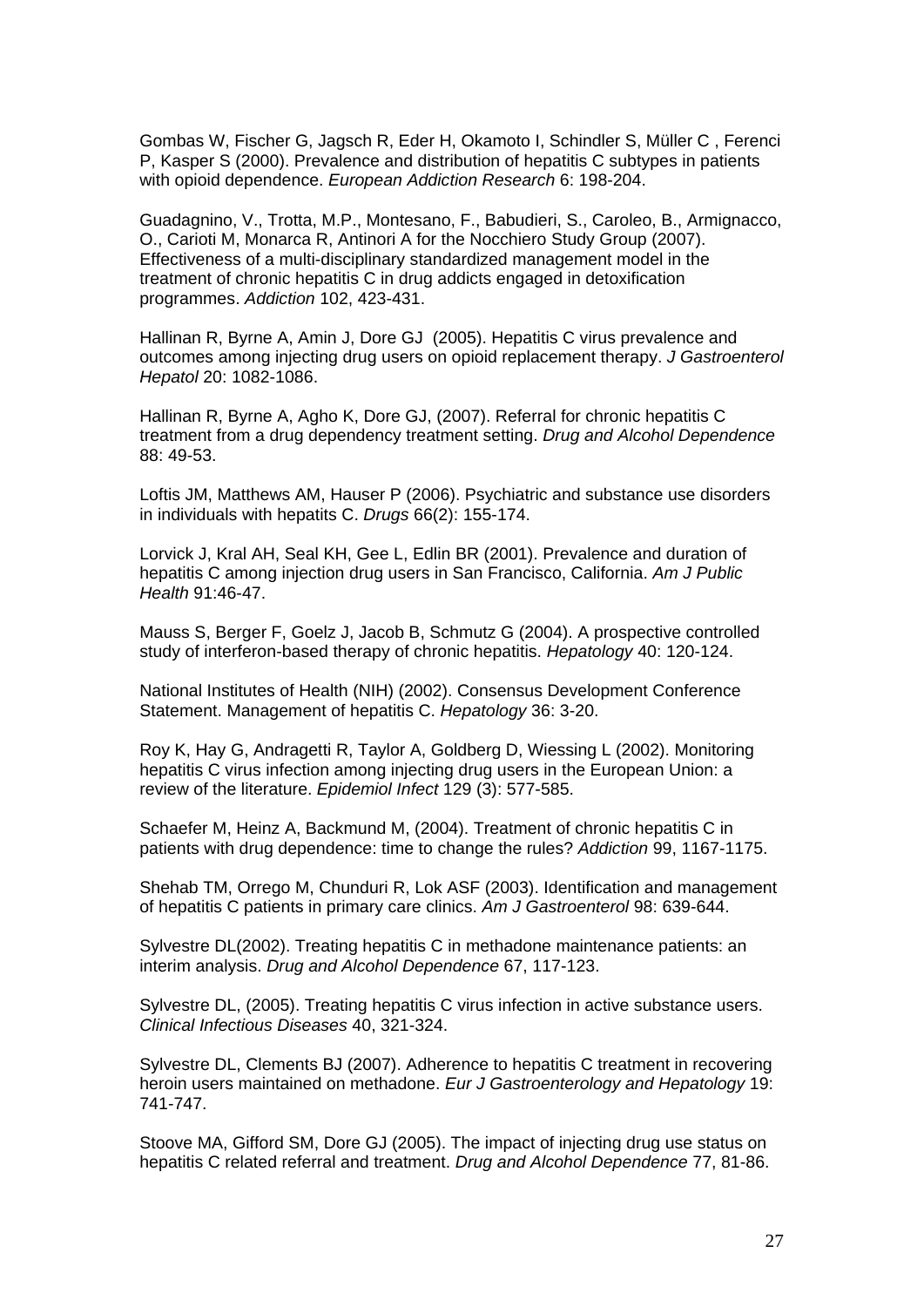Gombas W, Fischer G, Jagsch R, Eder H, Okamoto I, Schindler S, Müller C , Ferenci P, Kasper S (2000). Prevalence and distribution of hepatitis C subtypes in patients with opioid dependence. *European Addiction Research* 6: 198-204.

Guadagnino, V., Trotta, M.P., Montesano, F., Babudieri, S., Caroleo, B., Armignacco, O., Carioti M, Monarca R, Antinori A for the Nocchiero Study Group (2007). Effectiveness of a multi-disciplinary standardized management model in the treatment of chronic hepatitis C in drug addicts engaged in detoxification programmes. *Addiction* 102, 423-431.

Hallinan R, Byrne A, Amin J, Dore GJ (2005). Hepatitis C virus prevalence and outcomes among injecting drug users on opioid replacement therapy. *J Gastroenterol Hepatol* 20: 1082-1086.

Hallinan R, Byrne A, Agho K, Dore GJ, (2007). Referral for chronic hepatitis C treatment from a drug dependency treatment setting. *Drug and Alcohol Dependence* 88: 49-53.

Loftis JM, Matthews AM, Hauser P (2006). Psychiatric and substance use disorders in individuals with hepatits C. *Drugs* 66(2): 155-174.

Lorvick J, Kral AH, Seal KH, Gee L, Edlin BR (2001). Prevalence and duration of hepatitis C among injection drug users in San Francisco, California. *Am J Public Health* 91:46-47.

Mauss S, Berger F, Goelz J, Jacob B, Schmutz G (2004). A prospective controlled study of interferon-based therapy of chronic hepatitis. *Hepatology* 40: 120-124.

National Institutes of Health (NIH) (2002). Consensus Development Conference Statement. Management of hepatitis C. *Hepatology* 36: 3-20.

Roy K, Hay G, Andragetti R, Taylor A, Goldberg D, Wiessing L (2002). Monitoring hepatitis C virus infection among injecting drug users in the European Union: a review of the literature. *Epidemiol Infect* 129 (3): 577-585.

Schaefer M, Heinz A, Backmund M, (2004). Treatment of chronic hepatitis C in patients with drug dependence: time to change the rules? *Addiction* 99, 1167-1175.

Shehab TM, Orrego M, Chunduri R, Lok ASF (2003). Identification and management of hepatitis C patients in primary care clinics. *Am J Gastroenterol* 98: 639-644.

Sylvestre DL(2002). Treating hepatitis C in methadone maintenance patients: an interim analysis. *Drug and Alcohol Dependence* 67, 117-123.

Sylvestre DL, (2005). Treating hepatitis C virus infection in active substance users. *Clinical Infectious Diseases* 40, 321-324.

Sylvestre DL, Clements BJ (2007). Adherence to hepatitis C treatment in recovering heroin users maintained on methadone. *Eur J Gastroenterology and Hepatology* 19: 741-747.

Stoove MA, Gifford SM, Dore GJ (2005). The impact of injecting drug use status on hepatitis C related referral and treatment. *Drug and Alcohol Dependence* 77, 81-86.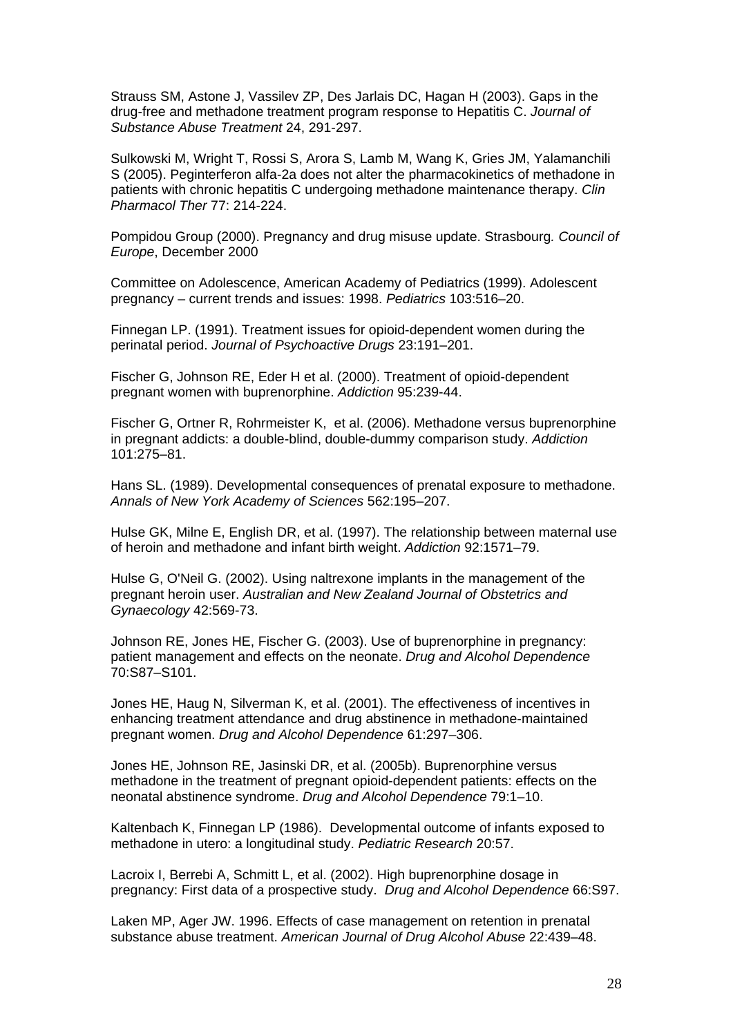Strauss SM, Astone J, Vassilev ZP, Des Jarlais DC, Hagan H (2003). Gaps in the drug-free and methadone treatment program response to Hepatitis C. *Journal of Substance Abuse Treatment* 24, 291-297.

Sulkowski M, Wright T, Rossi S, Arora S, Lamb M, Wang K, Gries JM, Yalamanchili S (2005). Peginterferon alfa-2a does not alter the pharmacokinetics of methadone in patients with chronic hepatitis C undergoing methadone maintenance therapy. *Clin Pharmacol Ther* 77: 214-224.

Pompidou Group (2000). Pregnancy and drug misuse update. Strasbourg*. Council of Europe*, December 2000

Committee on Adolescence, American Academy of Pediatrics (1999). Adolescent pregnancy – current trends and issues: 1998. *Pediatrics* 103:516–20.

Finnegan LP. (1991). Treatment issues for opioid-dependent women during the perinatal period. *Journal of Psychoactive Drugs* 23:191–201.

Fischer G, Johnson RE, Eder H et al. (2000). Treatment of opioid-dependent pregnant women with buprenorphine. *Addiction* 95:239-44.

Fischer G, Ortner R, Rohrmeister K, et al. (2006). Methadone versus buprenorphine in pregnant addicts: a double-blind, double-dummy comparison study. *Addiction* 101:275–81.

Hans SL. (1989). Developmental consequences of prenatal exposure to methadone. *Annals of New York Academy of Sciences* 562:195–207.

Hulse GK, Milne E, English DR, et al. (1997). The relationship between maternal use of heroin and methadone and infant birth weight. *Addiction* 92:1571–79.

Hulse G, O'Neil G. (2002). Using naltrexone implants in the management of the pregnant heroin user. *Australian and New Zealand Journal of Obstetrics and Gynaecology* 42:569-73.

Johnson RE, Jones HE, Fischer G. (2003). Use of buprenorphine in pregnancy: patient management and effects on the neonate. *Drug and Alcohol Dependence* 70:S87–S101.

Jones HE, Haug N, Silverman K, et al. (2001). The effectiveness of incentives in enhancing treatment attendance and drug abstinence in methadone-maintained pregnant women. *Drug and Alcohol Dependence* 61:297–306.

Jones HE, Johnson RE, Jasinski DR, et al. (2005b). Buprenorphine versus methadone in the treatment of pregnant opioid-dependent patients: effects on the neonatal abstinence syndrome. *Drug and Alcohol Dependence* 79:1–10.

Kaltenbach K, Finnegan LP (1986). Developmental outcome of infants exposed to methadone in utero: a longitudinal study. *Pediatric Research* 20:57.

Lacroix I, Berrebi A, Schmitt L, et al. (2002). High buprenorphine dosage in pregnancy: First data of a prospective study. *Drug and Alcohol Dependence* 66:S97.

Laken MP, Ager JW. 1996. Effects of case management on retention in prenatal substance abuse treatment. *American Journal of Drug Alcohol Abuse* 22:439–48.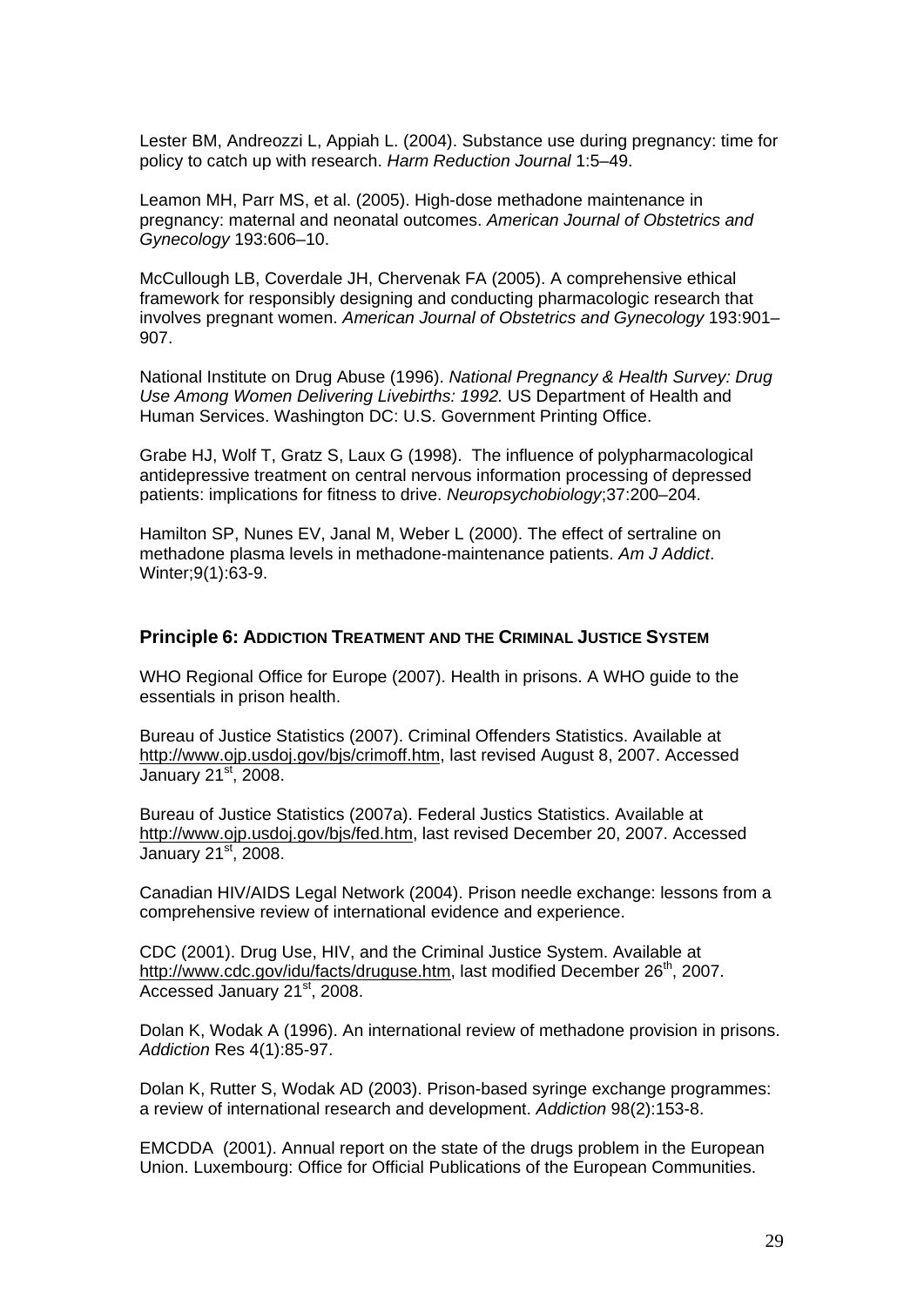Lester BM, Andreozzi L, Appiah L. (2004). Substance use during pregnancy: time for policy to catch up with research. *Harm Reduction Journal* 1:5–49.

Leamon MH, Parr MS, et al. (2005). High-dose methadone maintenance in pregnancy: maternal and neonatal outcomes. *American Journal of Obstetrics and Gynecology* 193:606–10.

McCullough LB, Coverdale JH, Chervenak FA (2005). A comprehensive ethical framework for responsibly designing and conducting pharmacologic research that involves pregnant women. *American Journal of Obstetrics and Gynecology* 193:901–907.

National Institute on Drug Abuse (1996). *National Pregnancy & Health Survey: Drug Use Among Women Delivering Livebirths: 1992.* US Department of Health and Human Services. Washington DC: U.S. Government Printing Office.

Grabe HJ, Wolf T, Gratz S, Laux G (1998). The influence of polypharmacological antidepressive treatment on central nervous information processing of depressed patients: implications for fitness to drive. *Neuropsychobiology*;37:200–204.

Hamilton SP, Nunes EV, Janal M, Weber L (2000). The effect of sertraline on methadone plasma levels in methadone-maintenance patients. *Am J Addict*. Winter;9(1):63-9.

### Principle 6: ADDICTION TREATMENT AND THE CRIMINAL JUSTICE SYSTEM

WHO Regional Office for Europe (2007). Health in prisons. A WHO guide to the essentials in prison health.

Bureau of Justice Statistics (2007). Criminal Offenders Statistics. Available at http://www.ojp.usdoj.gov/bjs/crimoff.htm, last revised August 8, 2007. Accessed January 21st, 2008.

Bureau of Justice Statistics (2007a). Federal Justics Statistics. Available at http://www.ojp.usdoj.gov/bjs/fed.htm, last revised December 20, 2007. Accessed January 21st, 2008.

Canadian HIV/AIDS Legal Network (2004). Prison needle exchange: lessons from a comprehensive review of international evidence and experience.

CDC (2001). Drug Use, HIV, and the Criminal Justice System. Available at http://www.cdc.gov/idu/facts/druguse.htm, last modified December 26th, 2007. Accessed January 21st, 2008.

Dolan K, Wodak A (1996). An international review of methadone provision in prisons. *Addiction* Res 4(1):85-97.

Dolan K, Rutter S, Wodak AD (2003). Prison-based syringe exchange programmes: a review of international research and development. *Addiction* 98(2):153-8.

EMCDDA (2001). Annual report on the state of the drugs problem in the European Union. Luxembourg: Office for Official Publications of the European Communities.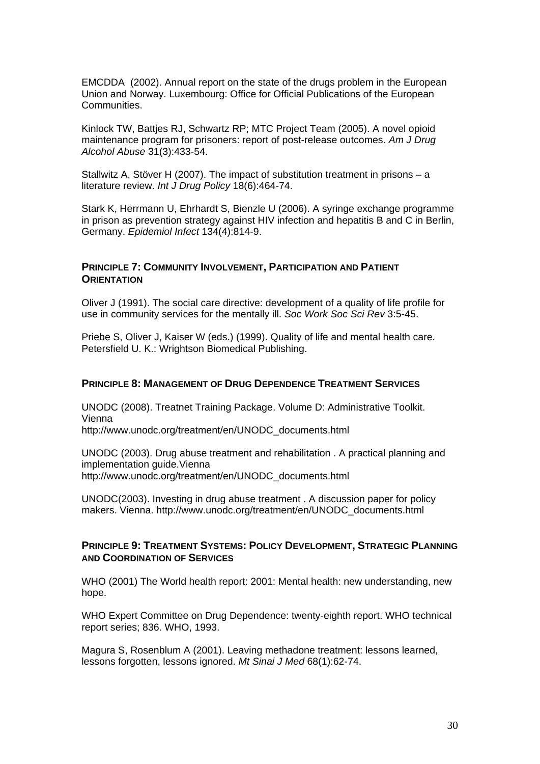EMCDDA (2002). Annual report on the state of the drugs problem in the European Union and Norway. Luxembourg: Office for Official Publications of the European Communities.

Kinlock TW, Battjes RJ, Schwartz RP; MTC Project Team (2005). A novel opioid maintenance program for prisoners: report of post-release outcomes. *Am J Drug Alcohol Abuse* 31(3):433-54.

Stallwitz A, Stöver H (2007). The impact of substitution treatment in prisons – a literature review. *Int J Drug Policy* 18(6):464-74.

Stark K, Herrmann U, Ehrhardt S, Bienzle U (2006). A syringe exchange programme in prison as prevention strategy against HIV infection and hepatitis B and C in Berlin, Germany. *Epidemiol Infect* 134(4):814-9.

#### PRINCIPLE 7: COMMUNITY INVOLVEMENT, PARTICIPATION AND PATIENT ORIENTATION

Oliver J (1991). The social care directive: development of a quality of life profile for use in community services for the mentally ill. *Soc Work Soc Sci Rev* 3:5-45.

Priebe S, Oliver J, Kaiser W (eds.) (1999). Quality of life and mental health care. Petersfield U. K.: Wrightson Biomedical Publishing.

#### PRINCIPLE 8: MANAGEMENT OF DRUG DEPENDENCE TREATMENT SERVICES

UNODC (2008). Treatnet Training Package. Volume D: Administrative Toolkit. Vienna
http://www.unodc.org/treatment/en/UNODC_documents.html

UNODC (2003). Drug abuse treatment and rehabilitation . A practical planning and implementation guide.Vienna
http://www.unodc.org/treatment/en/UNODC_documents.html

UNODC(2003). Investing in drug abuse treatment . A discussion paper for policy makers. Vienna. http://www.unodc.org/treatment/en/UNODC_documents.html

#### PRINCIPLE 9: TREATMENT SYSTEMS: POLICY DEVELOPMENT, STRATEGIC PLANNING AND COORDINATION OF SERVICES

WHO (2001) The World health report: 2001: Mental health: new understanding, new hope.

WHO Expert Committee on Drug Dependence: twenty-eighth report. WHO technical report series; 836. WHO, 1993.

Magura S, Rosenblum A (2001). Leaving methadone treatment: lessons learned, lessons forgotten, lessons ignored. *Mt Sinai J Med* 68(1):62-74.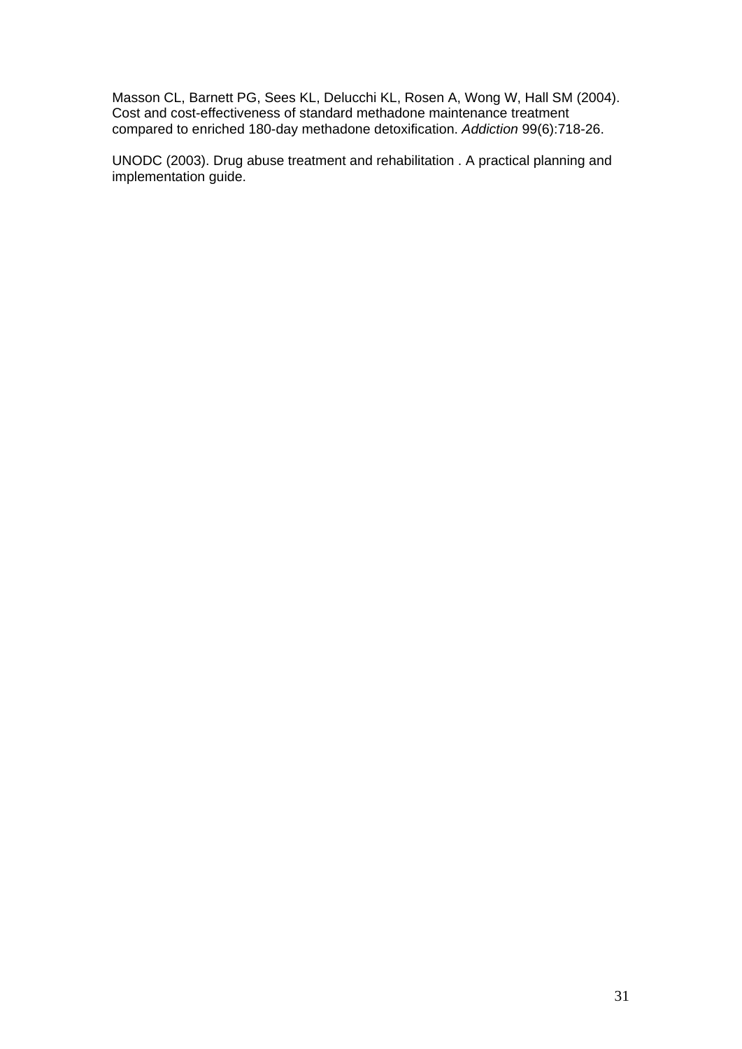Masson CL, Barnett PG, Sees KL, Delucchi KL, Rosen A, Wong W, Hall SM (2004). Cost and cost-effectiveness of standard methadone maintenance treatment compared to enriched 180-day methadone detoxification. *Addiction* 99(6):718-26.

UNODC (2003). Drug abuse treatment and rehabilitation . A practical planning and implementation guide.